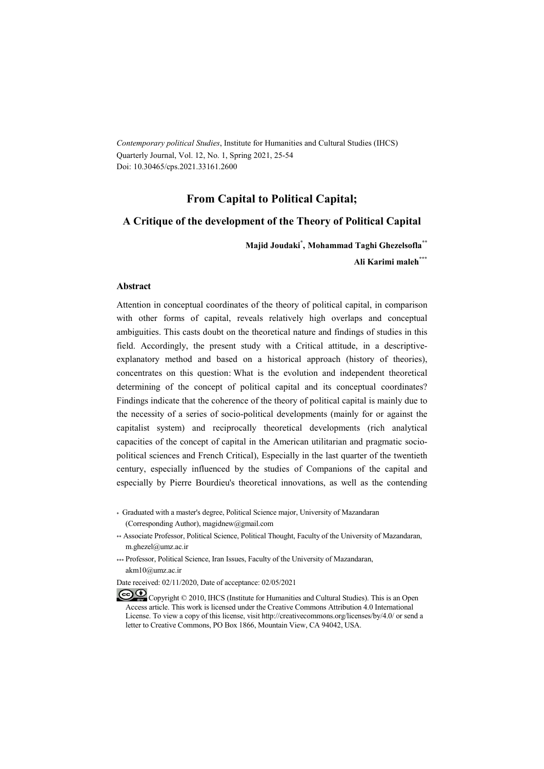*Contemporary political Studies*, Institute for Humanities and Cultural Studies (IHCS)
Quarterly Journal, Vol. 12, No. 1, Spring 2021, 25-54
Doi: 10.30465/cps.2021.33161.2600

# From Capital to Political Capital;

## A Critique of the development of the Theory of Political Capital

**Majid Joudaki[*], Mohammad Taghi Ghezelsofla[**]**

**Ali Karimi maleh[***]**

### Abstract

Attention in conceptual coordinates of the theory of political capital, in comparison with other forms of capital, reveals relatively high overlaps and conceptual ambiguities. This casts doubt on the theoretical nature and findings of studies in this field. Accordingly, the present study with a Critical attitude, in a descriptive-explanatory method and based on a historical approach (history of theories), concentrates on this question: What is the evolution and independent theoretical determining of the concept of political capital and its conceptual coordinates? Findings indicate that the coherence of the theory of political capital is mainly due to the necessity of a series of socio-political developments (mainly for or against the capitalist system) and reciprocally theoretical developments (rich analytical capacities of the concept of capital in the American utilitarian and pragmatic socio-political sciences and French Critical), Especially in the last quarter of the twentieth century, especially influenced by the studies of Companions of the capital and especially by Pierre Bourdieu's theoretical innovations, as well as the contending

[*] Graduated with a master's degree, Political Science major, University of Mazandaran (Corresponding Author), magidnew@gmail.com

[**] Associate Professor, Political Science, Political Thought, Faculty of the University of Mazandaran, m.ghezel@umz.ac.ir

[***] Professor, Political Science, Iran Issues, Faculty of the University of Mazandaran, akm10@umz.ac.ir

Date received: 02/11/2020, Date of acceptance: 02/05/2021

Copyright © 2010, IHCS (Institute for Humanities and Cultural Studies). This is an Open Access article. This work is licensed under the Creative Commons Attribution 4.0 International License. To view a copy of this license, visit http://creativecommons.org/licenses/by/4.0/ or send a letter to Creative Commons, PO Box 1866, Mountain View, CA 94042, USA.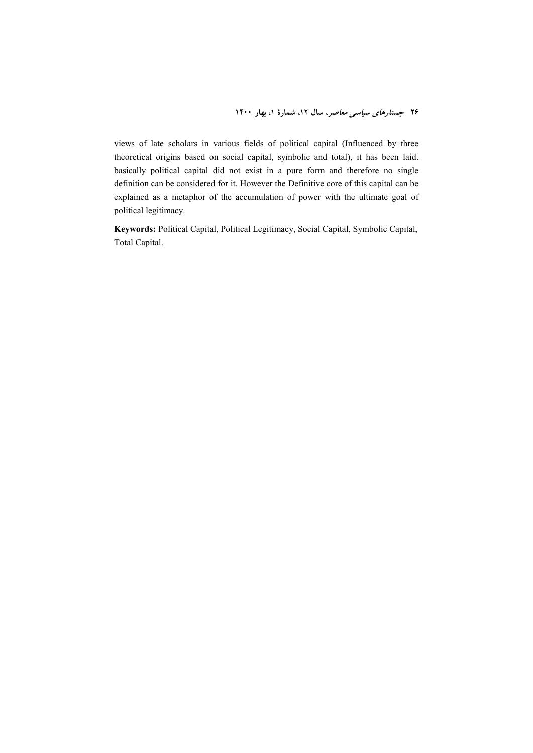views of late scholars in various fields of political capital (Influenced by three theoretical origins based on social capital, symbolic and total), it has been laid. basically political capital did not exist in a pure form and therefore no single definition can be considered for it. However the Definitive core of this capital can be explained as a metaphor of the accumulation of power with the ultimate goal of political legitimacy.

**Keywords:** Political Capital, Political Legitimacy, Social Capital, Symbolic Capital, Total Capital.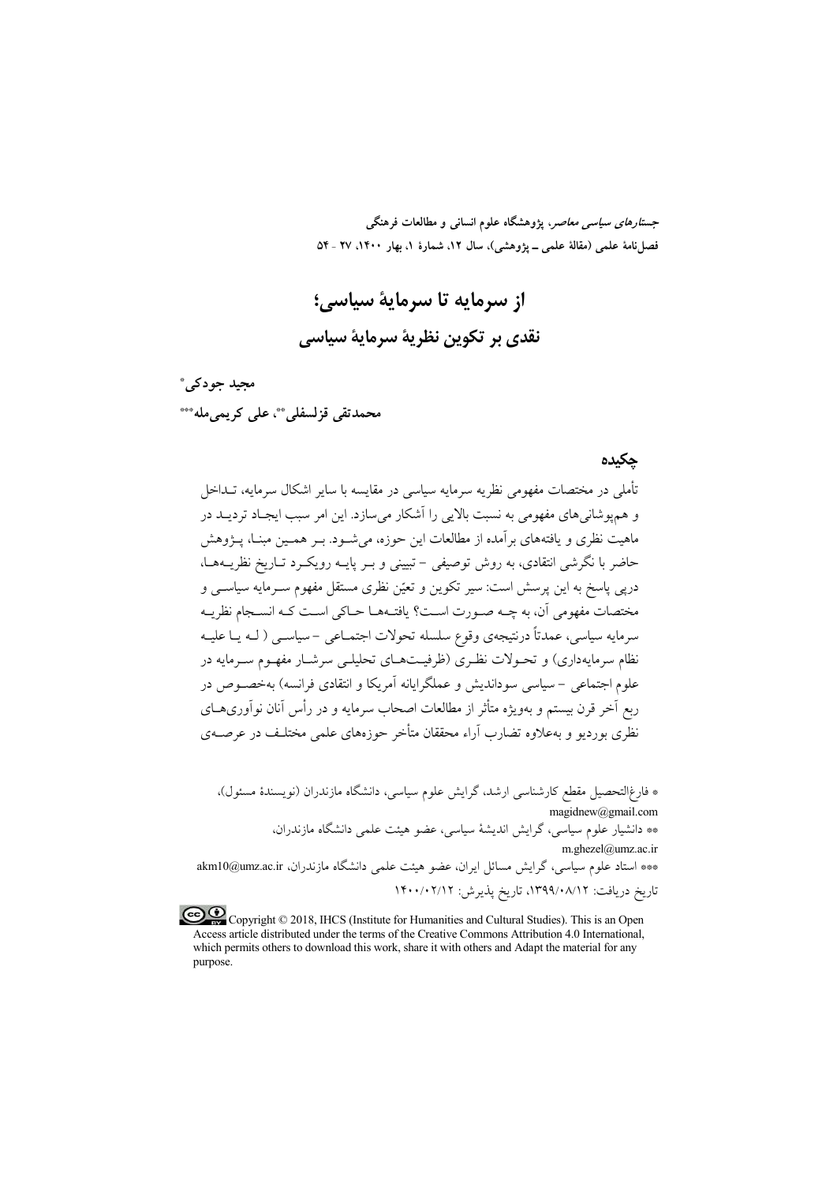*جستارهای سیاسی معاصر*، پژوهشگاه علوم انسانی و مطالعات فرهنگی
فصل‌نامهٔ علمی (مقالهٔ علمی ـ پژوهشی)، سال ۱۲، شمارهٔ ۱، بهار ۱۴۰۰، ۲۷ - ۵۴

# از سرمایه تا سرمایهٔ سیاسی؛
# نقدی بر تکوین نظریهٔ سرمایهٔ سیاسی

**مجید جودکی***

**محمدتقی قزلسفلی****، **علی کریمی‌مله*****

## چکیده

تأملی در مختصات مفهومی نظریه سرمایه سیاسی در مقایسه با سایر اشکال سرمایه، تداخل و هم‌پوشانی‌های مفهومی به نسبت بالایی را آشکار می‌سازد. این امر سبب ایجاد تردید در ماهیت نظری و یافته‌های برآمده از مطالعات این حوزه، می‌شود. بر همین مبنا، پژوهش حاضر با نگرشی انتقادی، به روش توصیفی - تبیینی و بر پایه رویکرد تاریخ نظریه‌ها، درپی پاسخ به این پرسش است: سیر تکوین و تعیّن نظری مستقل مفهوم سرمایه سیاسی و مختصات مفهومی آن، به چه صورت است؟ یافته‌ها حاکی است که انسجام نظریه سرمایه سیاسی، عمدتاً درنتیجه‌ی وقوع سلسله تحولات اجتماعی - سیاسی ( له یا علیه نظام سرمایه‌داری) و تحولات نظری (ظرفیت‌های تحلیلی سرشار مفهوم سرمایه در علوم اجتماعی - سیاسی سوداندیش و عملگرایانه آمریکا و انتقادی فرانسه) به‌خصوص در ربع آخر قرن بیستم و به‌ویژه متأثر از مطالعات اصحاب سرمایه و در رأس آنان نوآوری‌های نظری بوردیو و به‌علاوه تضارب آراء محققان متأخر حوزه‌های علمی مختلف در عرصه‌ی

\* فارغ‌التحصیل مقطع کارشناسی ارشد، گرایش علوم سیاسی، دانشگاه مازندران (نویسندهٔ مسئول)، magidnew@gmail.com

\*\* دانشیار علوم سیاسی، گرایش اندیشهٔ سیاسی، عضو هیئت علمی دانشگاه مازندران، m.ghezel@umz.ac.ir

\*\*\* استاد علوم سیاسی، گرایش مسائل ایران، عضو هیئت علمی دانشگاه مازندران، akm10@umz.ac.ir

تاریخ دریافت: ۱۳۹۹/۰۸/۱۲، تاریخ پذیرش: ۱۴۰۰/۰۲/۱۲

Copyright © 2018, IHCS (Institute for Humanities and Cultural Studies). This is an Open Access article distributed under the terms of the Creative Commons Attribution 4.0 International, which permits others to download this work, share it with others and Adapt the material for any purpose.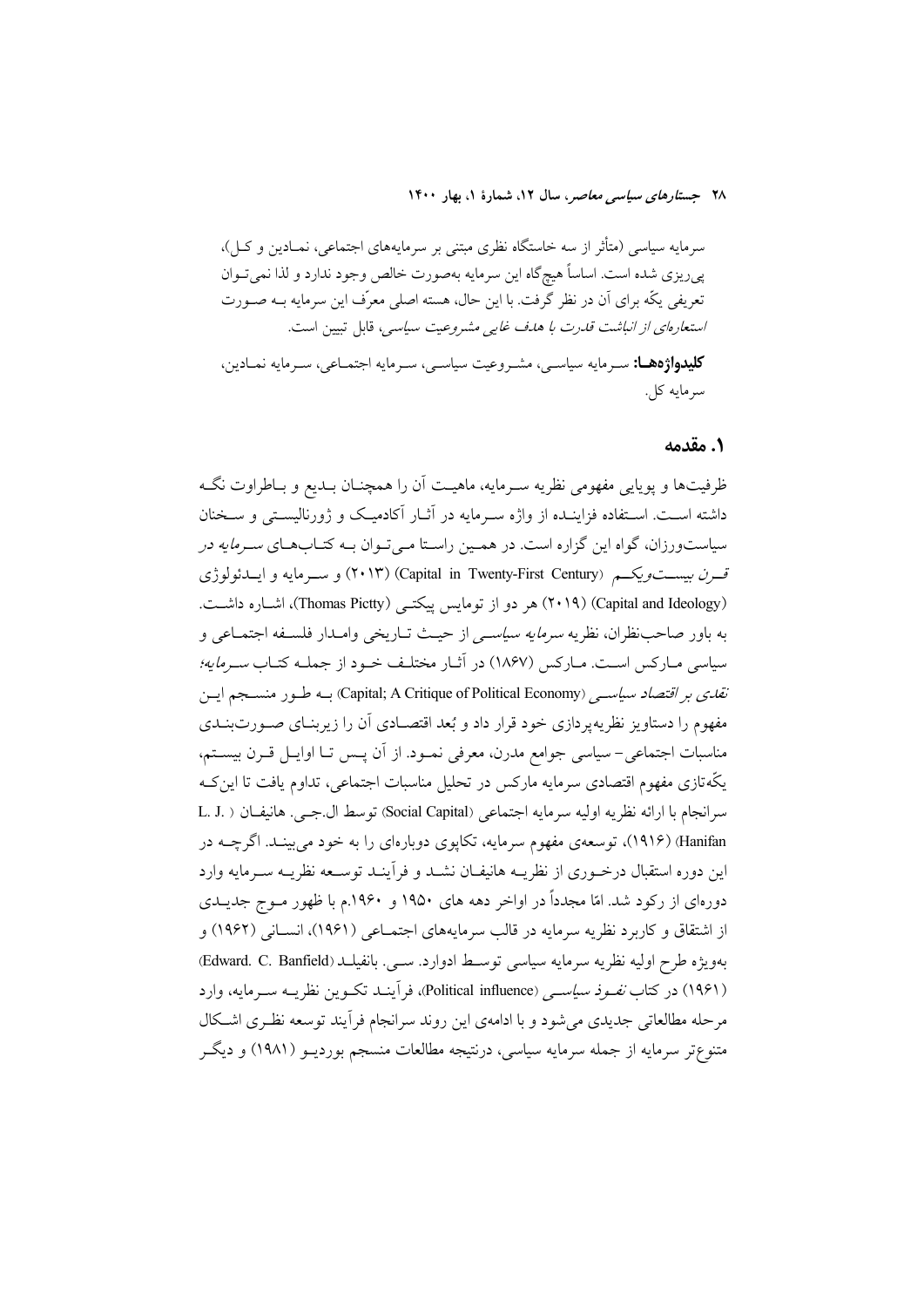سرمایه سیاسی (متأثر از سه خاستگاه نظری مبتنی بر سرمایه‌های اجتماعی، نمـادین و کـل)، پی‌ریزی شده است. اساساً هیچ‌گاه این سرمایه به‌صورت خالص وجود ندارد و لذا نمی‌تـوان تعریفی یکّه برای آن در نظر گرفت. با این حال، هسته اصلی معرّف این سرمایه بـه صـورت *استعاره‌ای از انباشت قدرت با هدف غایی مشروعیت سیاسی*، قابل تبیین است.

**کلیدواژه‌هـا:** سـرمایه سیاسـی، مشـروعیت سیاسـی، سـرمایه اجتمـاعی، سـرمایه نمـادین، سرمایه کل.

## ۱. مقدمه

ظرفیت‌ها و پویایی مفهومی نظریه سـرمایه، ماهیـت آن را همچنـان بـدیع و بـاطراوت نگـه داشته اسـت. اسـتفاده فزاینـده از واژه سـرمایه در آثـار آکادمیـک و ژورنالیسـتی و سـخنان سیاستورزان، گواه این گزاره است. در همـین راسـتا مـی‌تـوان بـه کتـاب‌هـای *سـرمایه در قـرن بیسـت‌ویکـم* (Capital in Twenty-First Century) (۲۰۱۳) و سـرمایه و ایـدئولوژی (Capital and Ideology) (۲۰۱۹) هر دو از توماس پیکتـی (Thomas Pictty)، اشـاره داشـت. به باور صاحب‌نظران، نظریه *سرمایه سیاسـی* از حیـث تـاریخی وامـدار فلسـفه اجتمـاعی و سیاسی مـارکس اسـت. مـارکس (۱۸۶۷) در آثـار مختلـف خـود از جملـه کتـاب *سـرمایه؛ نقدی بر اقتصاد سیاسـی* (Capital; A Critique of Political Economy) بـه طـور منسـجم ایـن مفهوم را دستاویز نظریه‌پردازی خود قرار داد و بُعد اقتصـادی آن را زیربنـای صـورت‌بنـدی مناسبات اجتماعی- سیاسی جوامع مدرن، معرفی نمـود. از آن پـس تـا اوایـل قـرن بیسـتم، یکّه‌تازی مفهوم اقتصادی سرمایه مارکس در تحلیل مناسبات اجتماعی، تداوم یافت تا این‌کـه سرانجام با ارائه نظریه اولیه سرمایه اجتماعی (Social Capital) توسط ال.جـی. هانیفـان (L. J. Hanifan) (۱۹۱۶)، توسعه‌ی مفهوم سرمایه، تکاپوی دوباره‌ای را به خود می‌بینـد. اگرچـه در این دوره استقبال درخـوری از نظریـه هانیفـان نشـد و فرآینـد توسـعه نظریـه سـرمایه وارد دوره‌ای از رکود شد. امّا مجدداً در اواخر دهه های ۱۹۵۰ و ۱۹۶۰.م با ظهور مـوج جدیـدی از اشتقاق و کاربرد نظریه سرمایه در قالب سرمایه‌های اجتمـاعی (۱۹۶۱)، انسـانی (۱۹۶۲) و به‌ویژه طرح اولیه نظریه سرمایه سیاسی توسـط ادوارد. سـی. بانفیلـد (Edward. C. Banfield) (۱۹۶۱) در کتاب *نفـوذ سیاسـی* (Political influence)، فرآینـد تکـوین نظریـه سـرمایه، وارد مرحله مطالعاتی جدیدی می‌شود و با ادامه‌ی این روند سرانجام فرآیند توسعه نظـری اشـکال متنوع‌تر سرمایه از جمله سرمایه سیاسی، درنتیجه مطالعات منسجم بوردیـو (۱۹۸۱) و دیگـر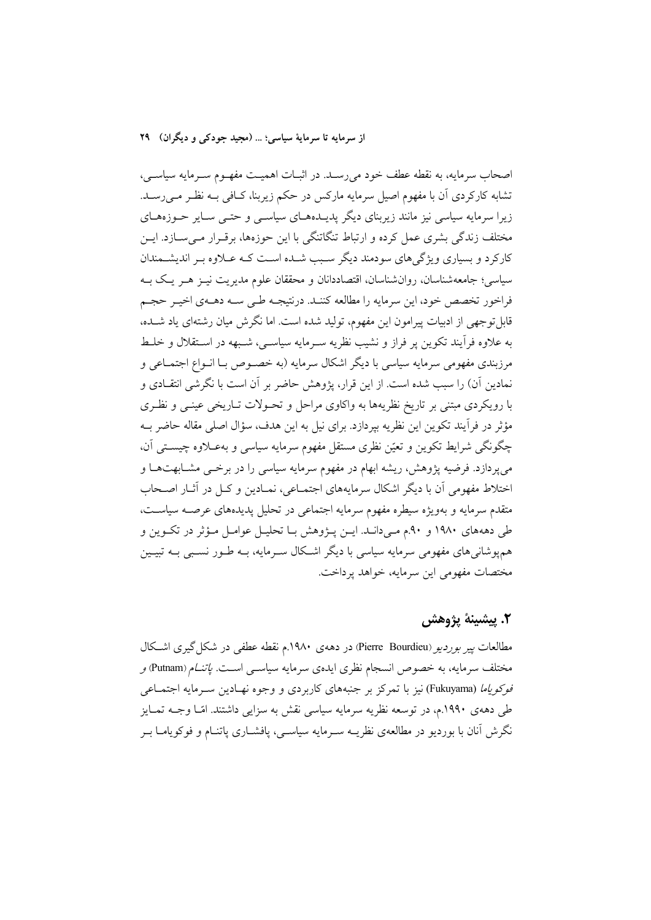اصحاب سرمایه، به نقطه عطف خود می‌رسد. در اثبات اهمیت مفهوم سرمایه سیاسی، تشابه کارکردی آن با مفهوم اصیل سرمایه مارکس در حکم زیربنا، کافی به نظر می‌رسد. زیرا سرمایه سیاسی نیز مانند زیربنای دیگر پدیده‌های سیاسی و حتی سایر حوزه‌های مختلف زندگی بشری عمل کرده و ارتباط تنگاتنگی با این حوزه‌ها، برقرار می‌سازد. این کارکرد و بسیاری ویژگی‌های سودمند دیگر سبب شده است که علاوه بر اندیشمندان سیاسی؛ جامعه‌شناسان، روان‌شناسان، اقتصاددانان و محققان علوم مدیریت نیز هر یک به فراخور تخصص خود، این سرمایه را مطالعه کنند. درنتیجه طی سه دهه‌ی اخیر حجم قابل‌توجهی از ادبیات پیرامون این مفهوم، تولید شده است. اما نگرش میان رشته‌ای یاد شده، به علاوه فرآیند تکوین پر فراز و نشیب نظریه سرمایه سیاسی، شبهه در استقلال و خلط مرزبندی مفهومی سرمایه سیاسی با دیگر اشکال سرمایه (به خصوص با انواع اجتماعی و نمادین آن) را سبب شده است. از این قرار، پژوهش حاضر بر آن است با نگرشی انتقادی و با رویکردی مبتنی بر تاریخ نظریه‌ها به واکاوی مراحل و تحولات تاریخی عینی و نظری مؤثر در فرآیند تکوین این نظریه بپردازد. برای نیل به این هدف، سؤال اصلی مقاله حاضر به چگونگی شرایط تکوین و تعیّن نظری مستقل مفهوم سرمایه سیاسی و به‌علاوه چیستی آن، می‌پردازد. فرضیه پژوهش، ریشه ابهام در مفهوم سرمایه سیاسی را در برخی مشابهت‌ها و اختلاط مفهومی آن با دیگر اشکال سرمایه‌های اجتماعی، نمادین و کل در آثار اصحاب متقدم سرمایه و به‌ویژه سیطره مفهوم سرمایه اجتماعی در تحلیل پدیده‌های عرصه سیاست، طی دهه‌های ۱۹۸۰ و ۹۰.م می‌داند. این پژوهش با تحلیل عوامل مؤثر در تکوین و هم‌پوشانی‌های مفهومی سرمایه سیاسی با دیگر اشکال سرمایه، به طور نسبی به تبیین مختصات مفهومی این سرمایه، خواهد پرداخت.

## ۲. پیشینهٔ پژوهش

مطالعات *پیر بوردیو* (Pierre Bourdieu) در دهه‌ی ۱۹۸۰.م نقطه عطفی در شکل‌گیری اشکال مختلف سرمایه، به خصوص انسجام نظری ایده‌ی سرمایه سیاسی است. *پاتنام* (Putnam) و *فوکویاما* (Fukuyama) نیز با تمرکز بر جنبه‌های کاربردی و وجوه نهادین سرمایه اجتماعی طی دهه‌ی ۱۹۹۰.م، در توسعه نظریه سرمایه سیاسی نقش به سزایی داشتند. امّا وجه تمایز نگرش آنان با بوردیو در مطالعه‌ی نظریه سرمایه سیاسی، پافشاری پاتنام و فوکویاما بر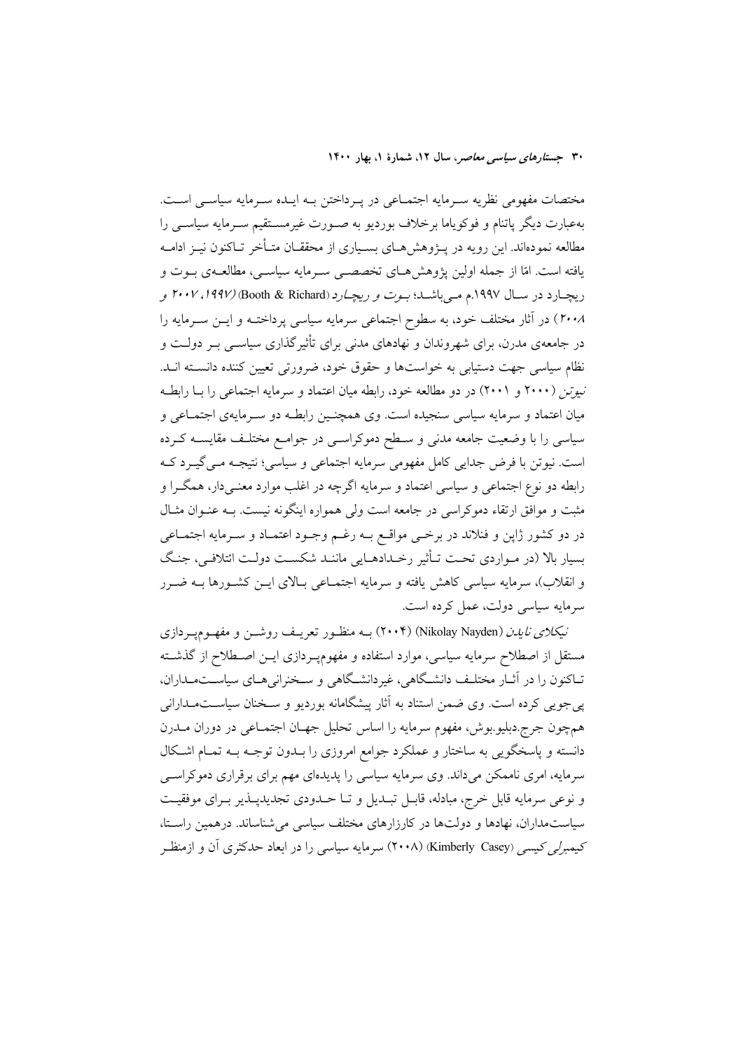مختصات مفهومی نظریه سرمایه اجتماعی در پرداختن به ایده سرمایه سیاسی است. به‌عبارت دیگر پاتنام و فوکویاما برخلاف بوردیو به صورت غیرمستقیم سرمایه سیاسی را مطالعه نموده‌اند. این رویه در پژوهش‌های بسیاری از محققان متأخر تاکنون نیز ادامه یافته است. امّا از جمله اولین پژوهش‌های تخصصی سرمایه سیاسی، مطالعه‌ی بوت و ریچارد در سال ۱۹۹۷.م می‌باشد؛ *بوت و ریچارد* (Booth & Richard) *(۱۹۹۷، ۲۰۰۷ و ۲۰۰۸)* در آثار مختلف خود، به سطوح اجتماعی سرمایه سیاسی پرداخته و این سرمایه را در جامعه‌ی مدرن، برای شهروندان و نهادهای مدنی برای تأثیرگذاری سیاسی بر دولت و نظام سیاسی جهت دستیابی به خواست‌ها و حقوق خود، ضرورتی تعیین کننده دانسته اند. *نیوتن* (۲۰۰۰ و ۲۰۰۱) در دو مطالعه خود، رابطه میان اعتماد و سرمایه اجتماعی را با رابطه میان اعتماد و سرمایه سیاسی سنجیده است. وی همچنین رابطه دو سرمایه‌ی اجتماعی و سیاسی را با وضعیت جامعه مدنی و سطح دموکراسی در جوامع مختلف مقایسه کرده است. نیوتن با فرض جدایی کامل مفهومی سرمایه اجتماعی و سیاسی؛ نتیجه می‌گیرد که رابطه دو نوع اجتماعی و سیاسی اعتماد و سرمایه اگرچه در اغلب موارد معنی‌دار، همگرا و مثبت و موافق ارتقاء دموکراسی در جامعه است ولی همواره اینگونه نیست. به عنوان مثال در دو کشور ژاپن و فنلاند در برخی مواقع به رغم وجود اعتماد و سرمایه اجتماعی بسیار بالا (در مواردی تحت تأثیر رخدادهایی مانند شکست دولت ائتلافی، جنگ و انقلاب)، سرمایه سیاسی کاهش یافته و سرمایه اجتماعی بالای این کشورها به ضرر سرمایه سیاسی دولت، عمل کرده است.

*نیکلای نایدن* (Nikolay Nayden) (۲۰۰۴) به منظور تعریف روشن و مفهوم‌پردازی مستقل از اصطلاح سرمایه سیاسی، موارد استفاده و مفهوم‌پردازی این اصطلاح از گذشته تاکنون را در آثار مختلف دانشگاهی، غیردانشگاهی و سخنرانی‌های سیاست‌مداران، پی‌جویی کرده است. وی ضمن استناد به آثار پیشگامانه بوردیو و سخنان سیاست‌مدارانی همچون جرج.دبلیو.بوش، مفهوم سرمایه را اساس تحلیل جهان اجتماعی در دوران مدرن دانسته و پاسخگویی به ساختار و عملکرد جوامع امروزی را بدون توجه به تمام اشکال سرمایه، امری ناممکن می‌داند. وی سرمایه سیاسی را پدیده‌ای مهم برای برقراری دموکراسی و نوعی سرمایه قابل خرج، مبادله، قابل تبدیل و تا حدودی تجدیدپذیر برای موفقیت سیاست‌مداران، نهادها و دولت‌ها در کارزارهای مختلف سیاسی می‌شناساند. درهمین راستا، *کیمبرلی کیسی* (Kimberly Casey) (۲۰۰۸) سرمایه سیاسی را در ابعاد حدکثری آن و ازمنظر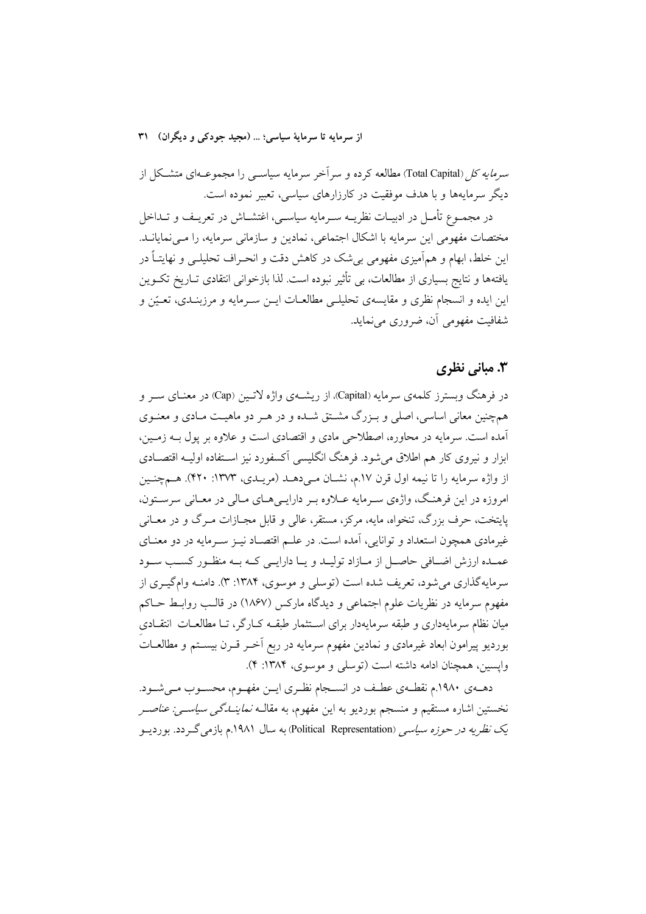*سرمایه کل* (Total Capital) مطالعه کرده و سرآخر سرمایه سیاسی را مجموعه‌ای متشکل از دیگر سرمایه‌ها و با هدف موفقیت در کارزارهای سیاسی، تعبیر نموده است.

در مجموع تأمل در ادبیات نظریه سرمایه سیاسی، اغتشاش در تعریف و تداخل مختصات مفهومی این سرمایه با اشکال اجتماعی، نمادین و سازمانی سرمایه، را می‌نمایاند. این خلط، ابهام و هم‌آمیزی مفهومی بی‌شک در کاهش دقت و انحراف تحلیلی و نهایتاً در یافته‌ها و نتایج بسیاری از مطالعات، بی تأثیر نبوده است. لذا بازخوانی انتقادی تاریخ تکوین این ایده و انسجام نظری و مقایسه‌ی تحلیلی مطالعات این سرمایه و مرزبندی، تعیّن و شفافیت مفهومی آن، ضروری می‌نماید.

## ۳. مبانی نظری

در فرهنگ وبسترز کلمه‌ی سرمایه (Capital)، از ریشه‌ی واژه لاتین (Cap) در معنای سر و همچنین معانی اساسی، اصلی و بزرگ مشتق شده و در هر دو ماهیت مادی و معنوی آمده است. سرمایه در محاوره، اصطلاحی مادی و اقتصادی است و علاوه بر پول به زمین، ابزار و نیروی کار هم اطلاق می‌شود. فرهنگ انگلیسی آکسفورد نیز استفاده اولیه اقتصادی از واژه سرمایه را تا نیمه اول قرن ۱۷.م، نشان می‌دهد (مریدی، ۱۳۷۳: ۴۲۰). همچنین امروزه در این فرهنگ، واژه‌ی سرمایه علاوه بر دارایی‌های مالی در معانی سرستون، پایتخت، حرف بزرگ، تنخواه، مایه، مرکز، مستقر، عالی و قابل مجازات مرگ و در معانی غیرمادی همچون استعداد و توانایی، آمده است. در علم اقتصاد نیز سرمایه در دو معنای عمده ارزش اضافی حاصل از مازاد تولید و یا دارایی که به منظور کسب سود سرمایه‌گذاری می‌شود، تعریف شده است (توسلی و موسوی، ۱۳۸۴: ۳). دامنه وام‌گیری از مفهوم سرمایه در نظریات علوم اجتماعی و دیدگاه مارکس (۱۸۶۷) در قالب روابط حاکم میان نظام سرمایه‌داری و طبقه سرمایه‌دار برای استثمار طبقه کارگر، تا مطالعات انتقادی بوردیو پیرامون ابعاد غیرمادی و نمادین مفهوم سرمایه در ربع آخر قرن بیستم و مطالعات واپسین، همچنان ادامه داشته است (توسلی و موسوی، ۱۳۸۴: ۴).

دهه‌ی ۱۹۸۰.م نقطه‌ی عطف در انسجام نظری این مفهوم، محسوب می‌شود. نخستین اشاره مستقیم و منسجم بوردیو به این مفهوم، به مقاله *نمایندگی سیاسی: عناصر یک نظریه در حوزه سیاسی* (Political Representation) به سال ۱۹۸۱.م بازمی‌گردد. بوردیو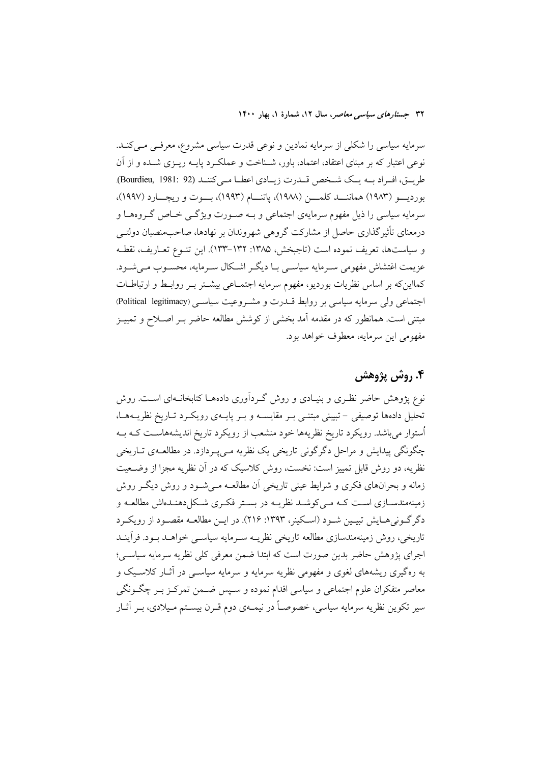سرمایه سیاسی را شکلی از سرمایه نمادین و نوعی قدرت سیاسی مشروع، معرفی می‌کند. نوعی اعتبار که بر مبنای اعتقاد، اعتماد، باور، شناخت و عملکرد پایه ریزی شده و از آن طریق، افراد به یک شخص قدرت زیادی اعطا می‌کنند (Bourdieu, 1981: 92). بوردیو (۱۹۸۳) همانند کلمن (۱۹۸۸)، پاتنام (۱۹۹۳)، بوت و ریچارد (۱۹۹۷)، سرمایه سیاسی را ذیل مفهوم سرمایه‌ی اجتماعی و به صورت ویژگی خاص گروه‌ها و درمعنای تأثیرگذاری حاصل از مشارکت گروهی شهروندان بر نهادها، صاحب‌منصبان دولتی و سیاست‌ها، تعریف نموده است (تاجبخش، ۱۳۸۵: ۱۳۲-۱۳۳). این تنوع تعاریف، نقطه عزیمت اغتشاش مفهومی سرمایه سیاسی با دیگر اشکال سرمایه، محسوب می‌شود. کمااینکه بر اساس نظریات بوردیو، مفهوم سرمایه اجتماعی بیشتر بر روابط و ارتباطات اجتماعی ولی سرمایه سیاسی بر روابط قدرت و مشروعیت سیاسی (Political legitimacy) مبتنی است. همانطور که در مقدمه آمد بخشی از کوشش مطالعه حاضر بر اصلاح و تمییز مفهومی این سرمایه، معطوف خواهد بود.

## ۴. روش پژوهش

نوع پژوهش حاضر نظری و بنیادی و روش گردآوری داده‌ها کتابخانه‌ای است. روش تحلیل داده‌ها توصیفی – تبیینی مبتنی بر مقایسه و بر پایه‌ی رویکرد تاریخ نظریه‌ها، اُستوار می‌باشد. رویکرد تاریخ نظریه‌ها خود منشعب از رویکرد تاریخ اندیشه‌هاست که به چگونگی پیدایش و مراحل دگرگونی تاریخی یک نظریه می‌پردازد. در مطالعه‌ی تاریخی نظریه، دو روش قابل تمییز است: نخست، روش کلاسیک که در آن نظریه مجزا از وضعیت زمانه و بحران‌های فکری و شرایط عینی تاریخی آن مطالعه می‌شود و روش دیگر روش زمینه‌مندسازی است که می‌کوشد نظریه در بستر فکری شکل‌دهنده‌اش مطالعه و دگرگونی‌هایش تبیین شود (اسکینر، ۱۳۹۳: ۲۱۶). در این مطالعه مقصود از رویکرد تاریخی، روش زمینه‌مندسازی مطالعه تاریخی نظریه سرمایه سیاسی خواهد بود. فرآیند اجرای پژوهش حاضر بدین صورت است که ابتدا ضمن معرفی کلی نظریه سرمایه سیاسی؛ به ره‌گیری ریشه‌های لغوی و مفهومی نظریه سرمایه و سرمایه سیاسی در آثار کلاسیک و معاصر متفکران علوم اجتماعی و سیاسی اقدام نموده و سپس ضمن تمرکز بر چگونگی سیر تکوین نظریه سرمایه سیاسی، خصوصاً در نیمه‌ی دوم قرن بیستم میلادی، بر آثار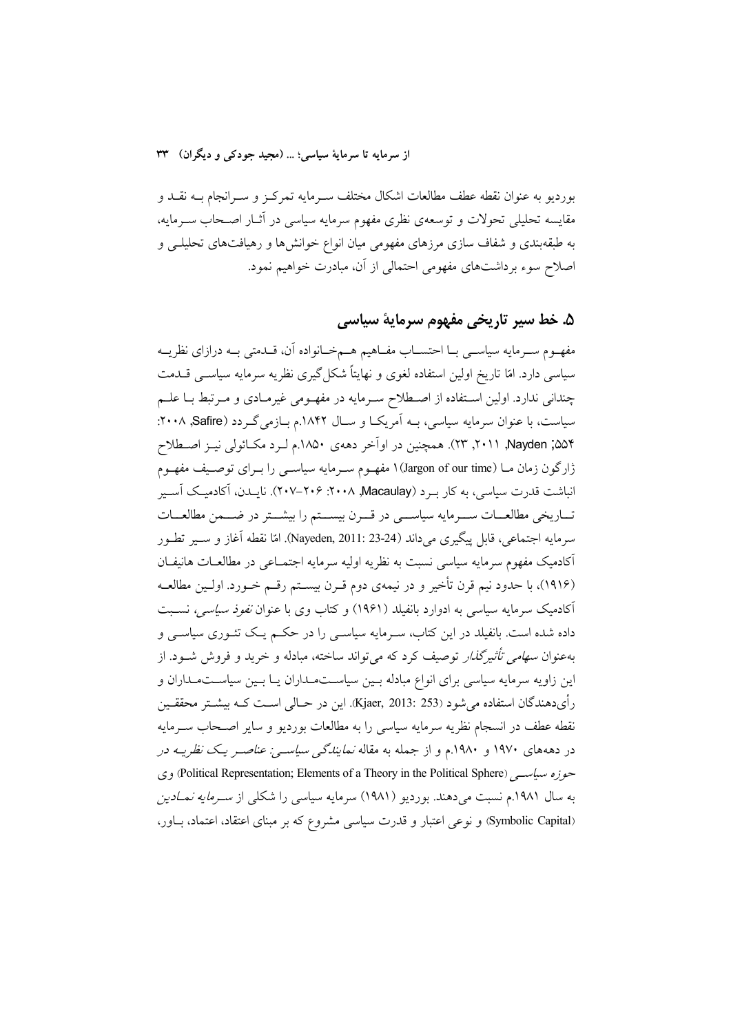بوردیو به عنوان نقطه عطف مطالعات اشکال مختلف سرمایه تمرکز و سرانجام به نقد و مقایسه تحلیلی تحولات و توسعه‌ی نظری مفهوم سرمایه سیاسی در آثار اصحاب سرمایه، به طبقه‌بندی و شفاف سازی مرزهای مفهومی میان انواع خوانش‌ها و رهیافت‌های تحلیلی و اصلاح سوء برداشت‌های مفهومی احتمالی از آن، مبادرت خواهیم نمود.

## ۵. خط سیر تاریخی مفهوم سرمایهٔ سیاسی

مفهوم سرمایه سیاسی با احتساب مفاهیم هم‌خانواده آن، قدمتی به درازای نظریه سیاسی دارد. امّا تاریخ اولین استفاده لغوی و نهایتاً شکل‌گیری نظریه سرمایه سیاسی قدمت چندانی ندارد. اولین استفاده از اصطلاح سرمایه در مفهومی غیرمادی و مرتبط با علم سیاست، با عنوان سرمایه سیاسی، به آمریکا و سال ۱۸۴۲.م بازمی‌گردد (Safire, ۲۰۰۸: ۵۵۴; Nayden, ۲۰۱۱, ۲۳). همچنین در اواخر دهه‌ی ۱۸۵۰.م لرد مکائولی نیز اصطلاح ژارگون زمان ما (Jargon of our time)۱ مفهوم سرمایه سیاسی را برای توصیف مفهوم انباشت قدرت سیاسی، به کار برد (Macaulay, ۲۰۰۸: ۲۰۶–۲۰۷). نایدن، آکادمیک آسیر تاریخی مطالعات سرمایه سیاسی در قرن بیستم را بیشتر در ضمن مطالعات سرمایه اجتماعی، قابل پیگیری می‌داند (Nayeden, 2011: 23-24). امّا نقطه آغاز و سیر تطور آکادمیک مفهوم سرمایه سیاسی نسبت به نظریه اولیه سرمایه اجتماعی در مطالعات هانیفان (۱۹۱۶)، با حدود نیم قرن تأخیر و در نیمه‌ی دوم قرن بیستم رقم خورد. اولین مطالعه آکادمیک سرمایه سیاسی به ادوارد بانفیلد (۱۹۶۱) و کتاب وی با عنوان *نفوذ سیاسی*، نسبت داده شده است. بانفیلد در این کتاب، سرمایه سیاسی را در حکم یک تئوری سیاسی و به‌عنوان *سهامی تأثیرگذار* توصیف کرد که می‌تواند ساخته، مبادله و خرید و فروش شود. از این زاویه سرمایه سیاسی برای انواع مبادله بین سیاستمداران یا بین سیاستمداران و رأی‌دهندگان استفاده می‌شود (Kjaer, 2013: 253). این در حالی است که بیشتر محققین نقطه عطف در انسجام نظریه سرمایه سیاسی را به مطالعات بوردیو و سایر اصحاب سرمایه در دهه‌های ۱۹۷۰ و ۱۹۸۰.م و از جمله به مقاله *نمایندگی سیاسی: عناصر یک نظریه در حوزه سیاسی* (Political Representation; Elements of a Theory in the Political Sphere) وی به سال ۱۹۸۱.م نسبت می‌دهند. بوردیو (۱۹۸۱) سرمایه سیاسی را شکلی از *سرمایه نمادین* (Symbolic Capital) و نوعی اعتبار و قدرت سیاسی مشروع که بر مبنای اعتقاد، اعتماد، باور،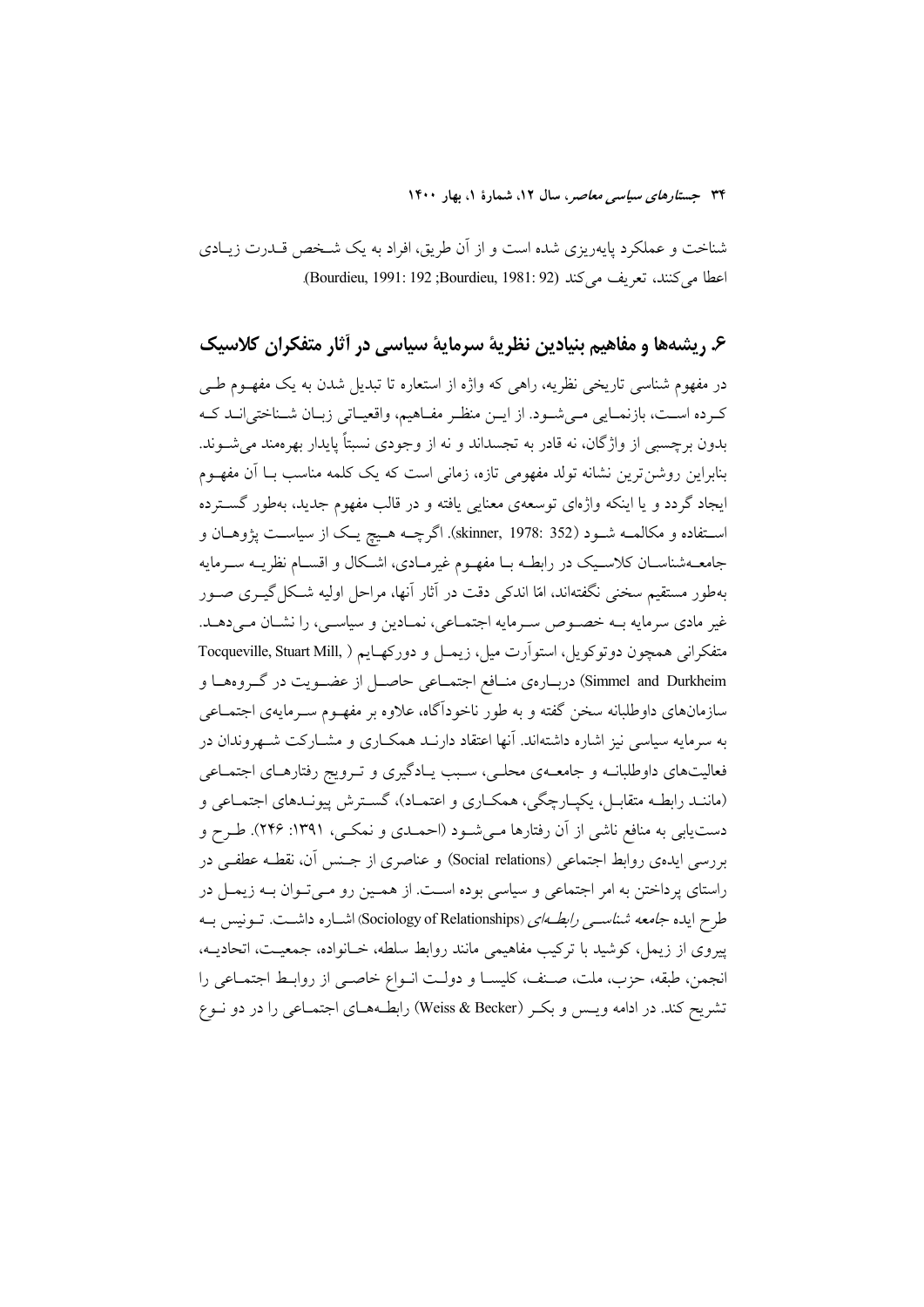شناخت و عملکرد پایه‌ریزی شده است و از آن طریق، افراد به یک شخص قدرت زیادی اعطا می‌کنند، تعریف می‌کند (Bourdieu, 1991: 192 ;Bourdieu, 1981: 92).

## ۶. ریشه‌ها و مفاهیم بنیادین نظریهٔ سرمایهٔ سیاسی در آثار متفکران کلاسیک

در مفهوم شناسی تاریخی نظریه، راهی که واژه از استعاره تا تبدیل شدن به یک مفهوم طی کرده است، بازنمایی می‌شود. از این منظر مفاهیم، واقعیاتی زبان شناختی‌اند که بدون برچسبی از واژگان، نه قادر به تجسداند و نه از وجودی نسبتاً پایدار بهره‌مند می‌شوند. بنابراین روشن‌ترین نشانه تولد مفهومی تازه، زمانی است که یک کلمه مناسب با آن مفهوم ایجاد گردد و یا اینکه واژه‌ای توسعه‌ی معنایی یافته و در قالب مفهوم جدید، به‌طور گسترده استفاده و مکالمه شود (skinner, 1978: 352). اگرچه هیچ یک از سیاست پژوهان و جامعه‌شناسان کلاسیک در رابطه با مفهوم غیرمادی، اشکال و اقسام نظریه سرمایه به‌طور مستقیم سخنی نگفته‌اند، امّا اندکی دقت در آثار آنها، مراحل اولیه شکل‌گیری صور غیر مادی سرمایه به خصوص سرمایه اجتماعی، نمادین و سیاسی، را نشان می‌دهد. متفکرانی همچون دوتوکویل، استوآرت میل، زیمل و دورکهایم ( Tocqueville, Stuart Mill, Simmel and Durkheim) درباره‌ی منافع اجتماعی حاصل از عضویت در گروه‌ها و سازمان‌های داوطلبانه سخن گفته و به طور ناخودآگاه، علاوه بر مفهوم سرمایه‌ی اجتماعی به سرمایه سیاسی نیز اشاره داشته‌اند. آنها اعتقاد دارند همکاری و مشارکت شهروندان در فعالیت‌های داوطلبانه و جامعه‌ی محلی، سبب یادگیری و ترویج رفتارهای اجتماعی (مانند رابطه متقابل، یکپارچگی، همکاری و اعتماد)، گسترش پیوندهای اجتماعی و دست‌یابی به منافع ناشی از آن رفتارها می‌شود (احمدی و نمکی، ۱۳۹۱: ۲۴۶). طرح و بررسی ایده‌ی روابط اجتماعی (Social relations) و عناصری از جنس آن، نقطه عطفی در راستای پرداختن به امر اجتماعی و سیاسی بوده است. از همین رو می‌توان به زیمل در طرح ایده *جامعه شناسی رابطه‌ای* (Sociology of Relationships) اشاره داشت. تونیس به پیروی از زیمل، کوشید با ترکیب مفاهیمی مانند روابط سلطه، خانواده، جمعیت، اتحادیه، انجمن، طبقه، حزب، ملت، صنف، کلیسا و دولت انواع خاصی از روابط اجتماعی را تشریح کند. در ادامه ویس و بکر (Weiss & Becker) رابطه‌های اجتماعی را در دو نوع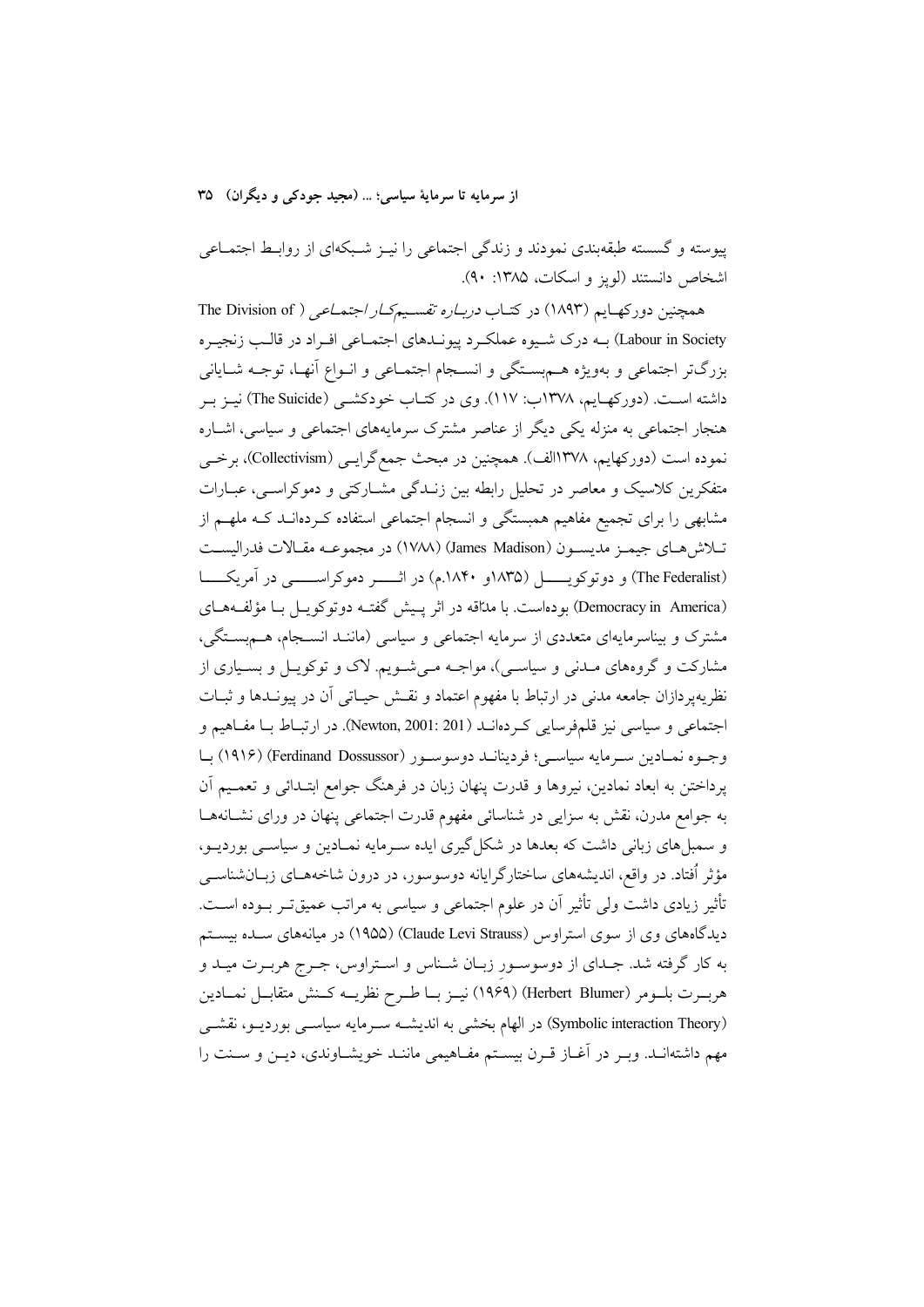پیوسته و گسسته طبقه‌بندی نمودند و زندگی اجتماعی را نیز شبکه‌ای از روابط اجتماعی اشخاص دانستند (لوپز و اسکات، ۱۳۸۵: ۹۰).

همچنین دورکهایم (۱۸۹۳) در کتاب *درباره تقسیم‌کار اجتماعی* (The Division of Labour in Society) به درک شیوه عملکرد پیوندهای اجتماعی افراد در قالب زنجیره بزرگ‌تر اجتماعی و بویژه هم‌بستگی و انسجام اجتماعی و انواع آنها، توجه شایانی داشته است. (دورکهایم، ۱۳۷۸ب: ۱۱۷). وی در کتاب خودکشی (The Suicide) نیز بر هنجار اجتماعی به منزله یکی دیگر از عناصر مشترک سرمایه‌های اجتماعی و سیاسی، اشاره نموده است (دورکهایم، ۱۳۷۸الف). همچنین در مبحث جمع گرایی (Collectivism)، برخی متفکرین کلاسیک و معاصر در تحلیل رابطه بین زندگی مشارکتی و دموکراسی، عبارات مشابهی را برای تجمیع مفاهیم همبستگی و انسجام اجتماعی استفاده کرده‌اند که ملهم از تلاش‌های جیمز مدیسون (James Madison) (۱۷۸۸) در مجموعه مقالات فدرالیست (The Federalist) و دوتوکویل (۱۸۳۵و ۱۸۴۰.م) در اثر دموکراسی در آمریکا (Democracy in America) بوده‌است. با مداقه در اثر پیش گفته دوتوکویل با مؤلفه‌های مشترک و بینا‌سرمایه‌ای متعددی از سرمایه اجتماعی و سیاسی (مانند انسجام، هم‌بستگی، مشارکت و گروه‌های مدنی و سیاسی)، مواجه می‌شویم. لاک و توکویل و بسیاری از نظریه‌پردازان جامعه مدنی در ارتباط با مفهوم اعتماد و نقش حیاتی آن در پیوندها و ثبات اجتماعی و سیاسی نیز قلم‌فرسایی کرده‌اند (Newton, 2001: 201). در ارتباط با مفاهیم و وجوه نمادین سرمایه سیاسی؛ فردینانـد دوسوسور (Ferdinand Dossussor) (۱۹۱۶) با پرداختن به ابعاد نمادین، نیروها و قدرت پنهان زبان در فرهنگ جوامع ابتدائی و تعمیم آن به جوامع مدرن، نقش به سزایی در شناسائی مفهوم قدرت اجتماعی پنهان در ورای نشانه‌ها و سمبل‌های زبانی داشت که بعدها در شکل‌گیری ایده سرمایه نمادین و سیاسی بوردیو، مؤثر اُفتاد. در واقع، اندیشه‌های ساختارگرایانه دوسوسور، در درون شاخه‌های زبان‌شناسی تأثیر زیادی داشت ولی تأثیر آن در علوم اجتماعی و سیاسی به مراتب عمیق‌تر بوده است. دیدگاه‌های وی از سوی استراوس (Claude Levi Strauss) (۱۹۵۵) در میانه‌های سده بیستم به کار گرفته شد. جدای از دوسوسور زبان شناس و استراوس، جرج هربرت مید و هربرت بلومر (Herbert Blumer) (۱۹۶۹) نیز با طرح نظریه کنش متقابل نمادین (Symbolic interaction Theory) در الهام بخشی به اندیشه سرمایه سیاسی بوردیو، نقشی مهم داشته‌اند. وبر در آغاز قرن بیستم مفاهیمی مانند خویشاوندی، دین و سنت را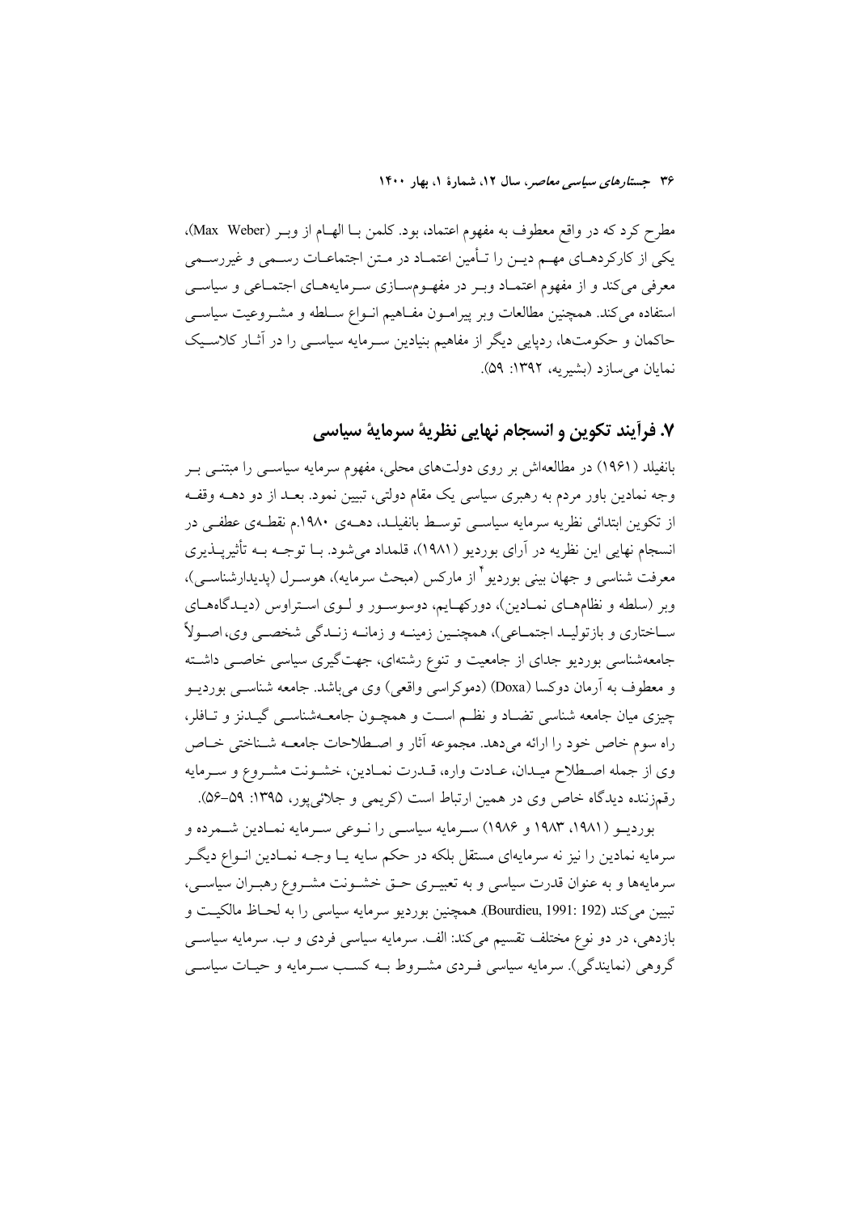مطرح کرد که در واقع معطوف به مفهوم اعتماد، بود. کلمن بـا الهـام از وبـر (Max Weber)، یکی از کارکردهـای مهـم دیـن را تـأمین اعتمـاد در مـتن اجتماعـات رسـمی و غیررسـمی معرفی می‌کند و از مفهوم اعتمـاد وبـر در مفهـوم‌سـازی سـرمایه‌هـای اجتمـاعی و سیاسـی استفاده می‌کند. همچنین مطالعات وبر پیرامـون مفـاهیم انـواع سـلطه و مشـروعیت سیاسـی حاکمان و حکومت‌ها، ردپایی دیگر از مفاهیم بنیادین سـرمایه سیاسـی را در آثـار کلاسـیک نمایان می‌سازد (بشیریه، ۱۳۹۲: ۵۹).

## ۷. فرآیند تکوین و انسجام نهایی نظریهٔ سرمایهٔ سیاسی

بانفیلد (۱۹۶۱) در مطالعه‌اش بر روی دولت‌های محلی، مفهوم سرمایه سیاسـی را مبتنـی بـر وجه نمادین باور مردم به رهبری سیاسی یک مقام دولتی، تبیین نمود. بعـد از دو دهـه وقفـه از تکوین ابتدائی نظریه سرمایه سیاسی توسـط بانفیلـد، دهـه‌ی ۱۹۸۰.م نقطـه‌ی عطفـی در انسجام نهایی این نظریه در آرای بوردیو (۱۹۸۱)، قلمداد می‌شود. بـا توجـه بـه تأثیرپـذیری معرفت شناسی و جهان بینی بوردیو[۴] از مارکس (مبحث سرمایه)، هوسـرل (پدیدارشناسـی)، وبر (سلطه و نظام‌هـای نمـادین)، دورکهـایم، دوسوسـور و لـوی اسـتراوس (دیـدگاه‌هـای سـاختاری و بازتولیـد اجتمـاعی)، همچنـین زمینـه و زمانـه زنـدگی شخصـی وی، اصـولاً جامعه‌شناسی بوردیو جدای از جامعیت و تنوع رشته‌ای، جهت‌گیری سیاسی خاصـی داشـته و معطوف به آرمان دوکسا (Doxa) (دموکراسی واقعی) وی می‌باشد. جامعه شناسـی بوردیـو چیزی میان جامعه شناسی تضـاد و نظـم اسـت و همچـون جامعـه‌شناسـی گیـدنز و تـافلر، راه سوم خاص خود را ارائه می‌دهد. مجموعه آثار و اصـطلاحات جامعـه شـناختی خـاص وی از جمله اصـطلاح میـدان، عـادت واره، قـدرت نمـادین، خشـونت مشـروع و سـرمایه رقم‌زننده دیدگاه خاص وی در همین ارتباط است (کریمی و جلائی‌پور، ۱۳۹۵: ۵۹-۵۶).

بوردیـو (۱۹۸۱، ۱۹۸۳ و ۱۹۸۶) سـرمایه سیاسـی را نـوعی سـرمایه نمـادین شـمرده و سرمایه نمادین را نیز نه سرمایه‌ای مستقل بلکه در حکم سایه یـا وجـه نمـادین انـواع دیگـر سرمایه‌ها و به عنوان قدرت سیاسی و به تعبیـری حـق خشـونت مشـروع رهبـران سیاسـی، تبیین می‌کند (Bourdieu, 1991: 192). همچنین بوردیو سرمایه سیاسی را به لحـاظ مالکیـت و بازدهی، در دو نوع مختلف تقسیم می‌کند: الف. سرمایه سیاسی فردی و ب. سرمایه سیاسـی گروهی (نمایندگی). سرمایه سیاسی فـردی مشـروط بـه کسـب سـرمایه و حیـات سیاسـی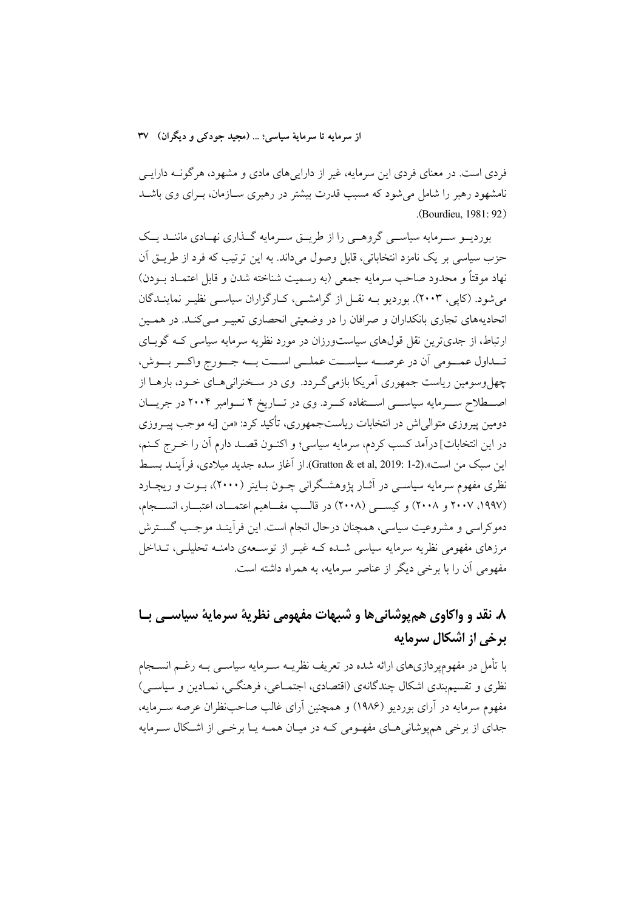فردی است. در معنای فردی این سرمایه، غیر از دارایی‌های مادی و مشهود، هرگونـه دارایـی نامشهود رهبر را شامل می‌شود که مسبب قدرت بیشتر در رهبری سـازمان، بـرای وی باشـد (Bourdieu, 1981: 92).

بوردیـو سـرمایه سیاسـی گروهـی را از طریـق سـرمایه گـذاری نهـادی ماننـد یـک حزب سیاسی بر یک نامزد انتخاباتی، قابل وصول می‌داند. به این ترتیب که فرد از طریـق آن نهاد موقتاً و محدود صاحب سرمایه جمعی (به رسمیت شناخته شدن و قابل اعتمـاد بـودن) می‌شود. (کاپی، ۲۰۰۳). بوردیو بـه نقـل از گرامشـی، کـارگزاران سیاسـی نظیـر نماینـدگان اتحادیه‌های تجاری بانکداران و صرافان را در وضعیتی انحصاری تعبیـر مـی‌کنـد. در همـین ارتباط، از جدی‌ترین نقل قول‌های سیاست‌ورزان در مورد نظریه سرمایه سیاسی کـه گویـای تـداول عمـومی آن در عرصـه سیاسـت عملـی اسـت بـه جـورج واکـر بـوش، چهل‌وسومین ریاست جمهوری آمریکا بازمی‌گـردد. وی در سـخنرانی‌هـای خـود، بارهـا از اصـطلاح سـرمایه سیاسـی اسـتفاده کـرد. وی در تـاریخ ۴ نـوامبر ۲۰۰۴ در جریـان دومین پیروزی متوالی‌اش در انتخابات ریاست‌جمهوری، تأکید کرد: «من [به موجب پیـروزی در این انتخابات] درآمد کسب کردم، سرمایه سیاسی؛ و اکنـون قصـد دارم آن را خـرج کـنم، این سبک من است».(Gratton & et al, 2019: 1-2). از آغاز سده جدید میلادی، فرآینـد بسـط نظری مفهوم سرمایه سیاسـی در آثـار پژوهشـگرانی چـون بـاینر (۲۰۰۰)، بـوت و ریچـارد (۱۹۹۷، ۲۰۰۷ و ۲۰۰۸) و کیسـی (۲۰۰۸) در قالـب مفـاهیم اعتمـاد، اعتبـار، انسـجام، دموکراسی و مشروعیت سیاسی، همچنان درحال انجام است. این فرآینـد موجـب گسـترش مرزهای مفهومی نظریه سرمایه سیاسی شـده کـه غیـر از توسـعه‌ی دامنـه تحلیلـی، تـداخل مفهومی آن را با برخی دیگر از عناصر سرمایه، به همراه داشته است.

## ۸. نقد و واکاوی هم‌پوشانی‌ها و شبهات مفهومی نظریهٔ سرمایهٔ سیاسـی بـا برخی از اشکال سرمایه

با تأمل در مفهوم‌پردازی‌های ارائه شده در تعریف نظریـه سـرمایه سیاسـی بـه رغـم انسـجام نظری و تقسیم‌بندی اشکال چندگانه‌ی (اقتصادی، اجتمـاعی، فرهنگـی، نمـادین و سیاسـی) مفهوم سرمایه در آرای بوردیو (۱۹۸۶) و همچنین آرای غالب صاحب‌نظران عرصه سـرمایه، جدای از برخی هم‌پوشانی‌هـای مفهـومی کـه در میـان همـه یـا برخـی از اشـکال سـرمایه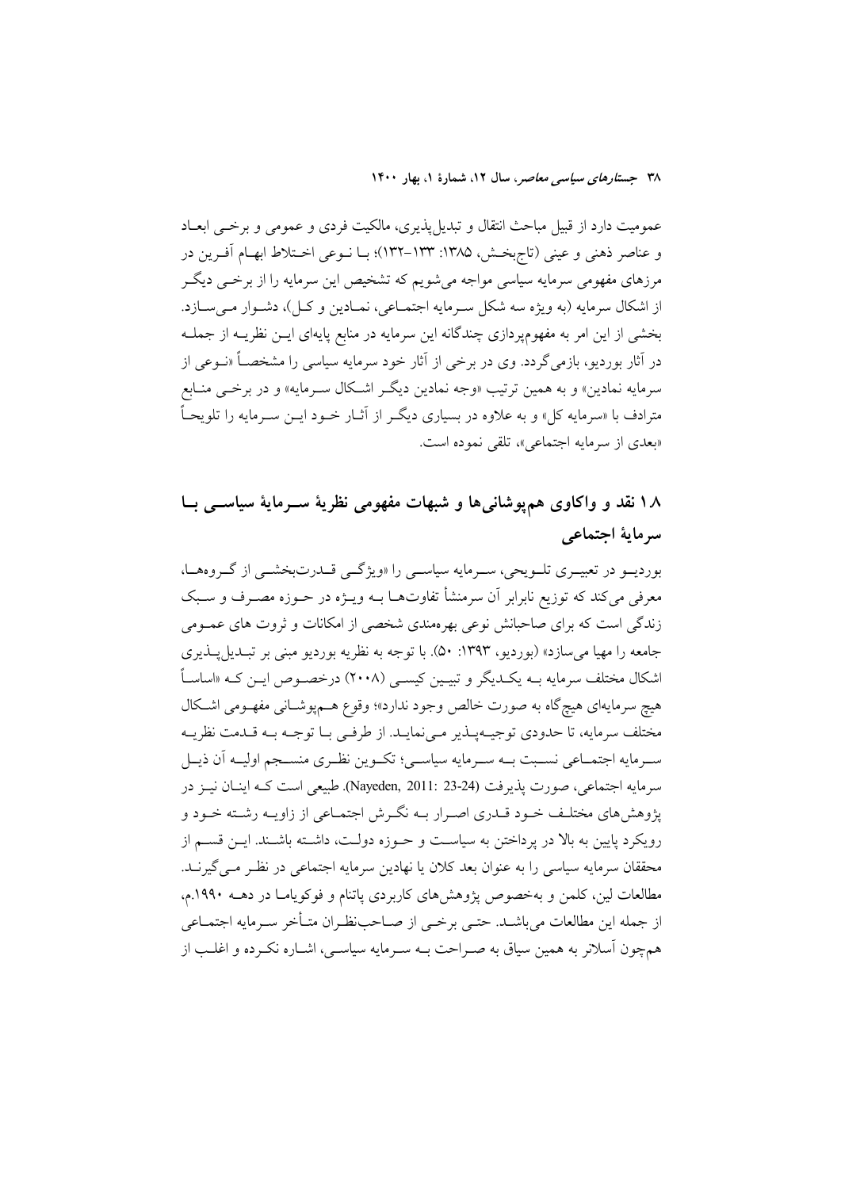عمومیت دارد از قبیل مباحث انتقال و تبدیل‌پذیری، مالکیت فردی و عمومی و برخی ابعاد و عناصر ذهنی و عینی (تاج‌بخش، ۱۳۸۵: ۱۳۳–۱۳۲)؛ با نوعی اختلاط ابهام آفرین در مرزهای مفهومی سرمایه سیاسی مواجه می‌شویم که تشخیص این سرمایه را از برخی دیگر از اشکال سرمایه (به ویژه سه شکل سرمایه اجتماعی، نمادین و کل)، دشوار می‌سازد. بخشی از این امر به مفهوم‌پردازی چندگانه این سرمایه در منابع پایه‌ای این نظریه از جمله در آثار بوردیو، بازمی‌گردد. وی در برخی از آثار خود سرمایه سیاسی را مشخصاً «نوعی از سرمایه نمادین» و به همین ترتیب «وجه نمادین دیگر اشکال سرمایه» و در برخی منابع مترادف با «سرمایه کل» و به علاوه در بسیاری دیگر از آثار خود این سرمایه را تلویحاً «بعدی از سرمایه اجتماعی»، تلقی نموده است.

## ۱.۸ نقد و واکاوی هم‌پوشانی‌ها و شبهات مفهومی نظریهٔ سرمایهٔ سیاسی با سرمایهٔ اجتماعی

بوردیو در تعبیری تلویحی، سرمایه سیاسی را «ویژگی قدرت‌بخشی از گروه‌ها، معرفی می‌کند که توزیع نابرابر آن سرمنشأ تفاوت‌ها به ویژه در حوزه مصرف و سبک زندگی است که برای صاحبانش نوعی بهره‌مندی شخصی از امکانات و ثروت های عمومی جامعه را مهیا می‌سازد» (بوردیو، ۱۳۹۳: ۵۰). با توجه به نظریه بوردیو مبنی بر تبدیل‌پذیری اشکال مختلف سرمایه به یکدیگر و تبیین کیسی (۲۰۰۸) درخصوص این که «اساساً هیچ سرمایه‌ای هیچ‌گاه به صورت خالص وجود ندارد»؛ وقوع هم‌پوشانی مفهومی اشکال مختلف سرمایه، تا حدودی توجیه‌پذیر می‌نماید. از طرفی با توجه به قدمت نظریه سرمایه اجتماعی نسبت به سرمایه سیاسی؛ تکوین نظری منسجم اولیه آن ذیل سرمایه اجتماعی، صورت پذیرفت (Nayeden, 2011: 23-24). طبیعی است که اینان نیز در پژوهش‌های مختلف خود قدری اصرار به نگرش اجتماعی از زاویه رشته خود و رویکرد پایین به بالا در پرداختن به سیاست و حوزه دولت، داشته باشند. این قسم از محققان سرمایه سیاسی را به عنوان بعد کلان یا نهادین سرمایه اجتماعی در نظر می‌گیرند. مطالعات لین، کلمن و به‌خصوص پژوهش‌های کاربردی پاتنام و فوکویاما در دهه ۱۹۹۰م، از جمله این مطالعات می‌باشد. حتی برخی از صاحب‌نظران متأخر سرمایه اجتماعی هم‌چون آسلانر به همین سیاق به صراحت به سرمایه سیاسی، اشاره نکرده و اغلب از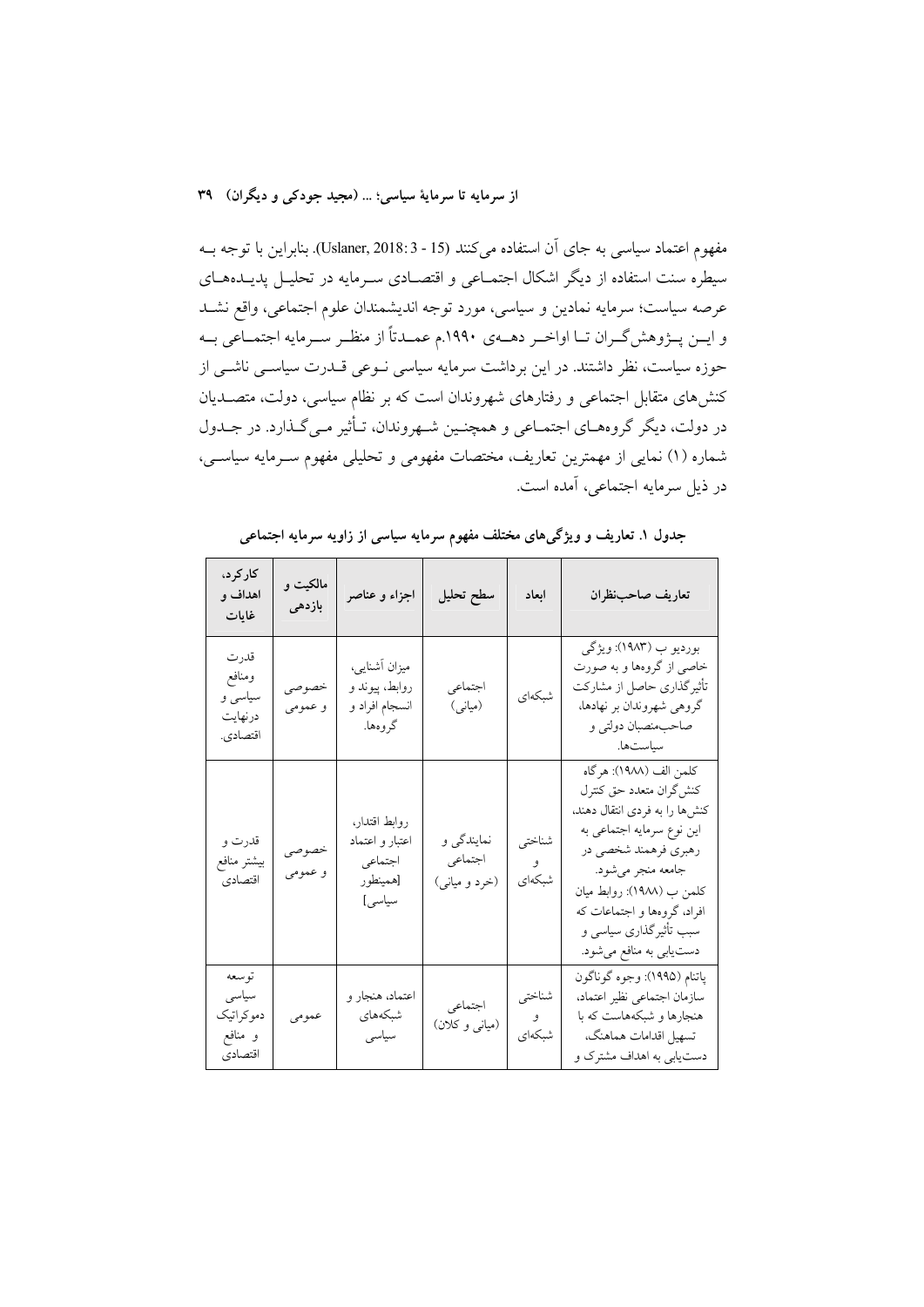مفهوم اعتماد سیاسی به جای آن استفاده می‌کنند (Uslaner, 2018: 3 - 15). بنابراین با توجه به سیطره سنت استفاده از دیگر اشکال اجتماعی و اقتصادی سرمایه در تحلیل پدیده‌های عرصه سیاست؛ سرمایه نمادین و سیاسی، مورد توجه اندیشمندان علوم اجتماعی، واقع نشد و این پژوهشگران تا اواخر دهه‌ی ۱۹۹۰.م عمدتاً از منظر سرمایه اجتماعی به حوزه سیاست، نظر داشتند. در این برداشت سرمایه سیاسی نوعی قدرت سیاسی ناشی از کنش‌های متقابل اجتماعی و رفتارهای شهروندان است که بر نظام سیاسی، دولت، متصدیان در دولت، دیگر گروه‌های اجتماعی و همچنین شهروندان، تأثیر می‌گذارد. در جدول شماره (۱) نمایی از مهمترین تعاریف، مختصات مفهومی و تحلیلی مفهوم سرمایه سیاسی، در ذیل سرمایه اجتماعی، آمده است.

**جدول ۱. تعاریف و ویژگی‌های مختلف مفهوم سرمایه سیاسی از زاویه سرمایه اجتماعی**

| تعاریف صاحب‌نظران | ابعاد | سطح تحلیل | اجزاء و عناصر | مالکیت و بازدهی | کارکرد، اهداف و غایات |
| --- | --- | --- | --- | --- | --- |
| بوردیو ب (۱۹۸۳): ویژگی خاصی از گروه‌ها و به صورت تأثیرگذاری حاصل از مشارکت گروهی شهروندان بر نهادها، صاحب‌منصبان دولتی و سیاست‌ها. | شبکه‌ای | اجتماعی (میانی) | میزان آشنایی، روابط، پیوند و انسجام افراد و گروه‌ها. | خصوصی و عمومی | قدرت ومنافع سیاسی و درنهایت اقتصادی. |
| کلمن الف (۱۹۸۸): هرگاه کنش‌گران متعدد حق کنترل کنش‌ها را به فردی انتقال دهند، این نوع سرمایه اجتماعی به رهبری فرهمند شخصی در جامعه منجر می‌شود. کلمن ب (۱۹۸۸): روابط میان افراد، گروه‌ها و اجتماعات که سبب تأثیرگذاری سیاسی و دست‌یابی به منافع می‌شود. | شناختی و شبکه‌ای | نمایندگی و اجتماعی (خرد و میانی) | روابط اقتدار، اعتبار و اعتماد اجتماعی [همینطور سیاسی] | خصوصی و عمومی | قدرت و بیشتر منافع اقتصادی |
| پاتنام (۱۹۹۵): وجوه گوناگون سازمان اجتماعی نظیر اعتماد، هنجارها و شبکه‌هاست که با تسهیل اقدامات هماهنگ، دست‌یابی به اهداف مشترک و | شناختی و شبکه‌ای | اجتماعی (میانی و کلان) | اعتماد، هنجار و شبکه‌های سیاسی | عمومی | توسعه سیاسی دموکراتیک و منافع اقتصادی |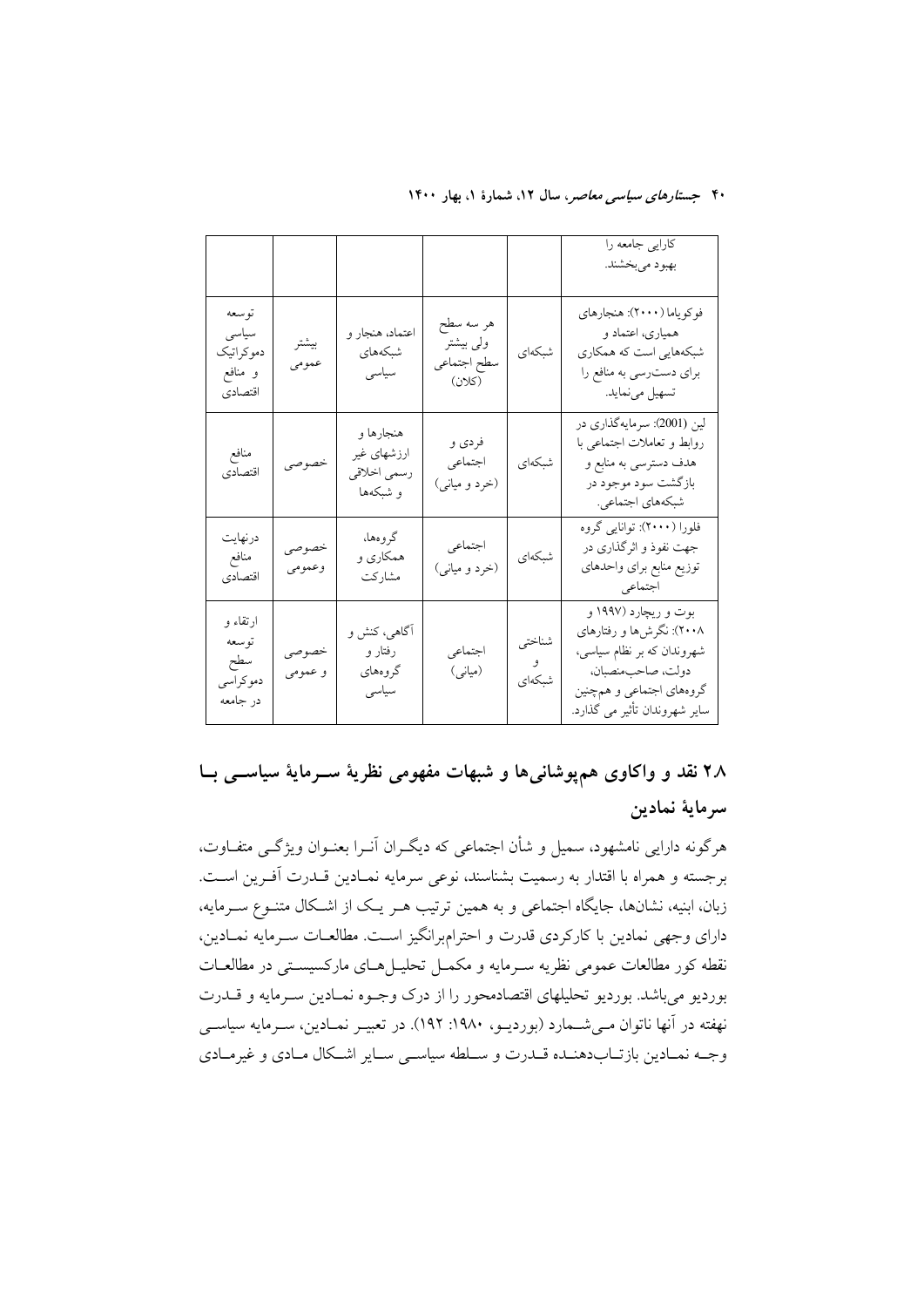| کارایی جامعه را بهبود می‌بخشند. | | | | | |
|---|---|---|---|---|---|
| فوکویاما (۲۰۰۰): هنجارهای همیاری، اعتماد و شبکه‌هایی است که همکاری برای دست‌رسی به منافع را تسهیل می‌نماید. | شبکه‌ای | هر سه سطح ولی بیشتر سطح اجتماعی (کلان) | اعتماد، هنجار و شبکه‌های سیاسی | بیشتر عمومی | توسعه سیاسی دموکراتیک و منافع اقتصادی |
| لین (2001): سرمایه‌گذاری در روابط و تعاملات اجتماعی با هدف دسترسی به منابع و بازگشت سود موجود در شبکه‌های اجتماعی. | شبکه‌ای | فردی و اجتماعی (خرد و میانی) | هنجارها و ارزشهای غیر رسمی اخلاقی و شبکه‌ها | خصوصی | منافع اقتصادی |
| فلورا (۲۰۰۰): توانایی گروه جهت نفوذ و اثرگذاری در توزیع منابع برای واحدهای اجتماعی | شبکه‌ای | اجتماعی (خرد و میانی) | گروه‌ها، همکاری و مشارکت | خصوصی وعمومی | درنهایت منافع اقتصادی |
| بوت و ریچارد (۱۹۹۷ و ۲۰۰۸): نگرش‌ها و رفتارهای شهروندان که بر نظام سیاسی، دولت، صاحب‌منصبان، گروه‌های اجتماعی و همچنین سایر شهروندان تأثیر می گذارد. | شناختی و شبکه‌ای | اجتماعی (میانی) | آگاهی، کنش و رفتار و گروه‌های سیاسی | خصوصی و عمومی | ارتقاء و توسعه سطح دموکراسی در جامعه |

## ۲۸ نقد و واکاوی هم‌پوشانی‌ها و شبهات مفهومی نظریهٔ سرمایهٔ سیاسی با سرمایهٔ نمادین

هرگونه دارایی نامشهود، سمبل و شأن اجتماعی که دیگران آنرا بعنوان ویژگی متفاوت، برجسته و همراه با اقتدار به رسمیت بشناسند، نوعی سرمایه نمادین قدرت آفرین است. زبان، ابنیه، نشان‌ها، جایگاه اجتماعی و به همین ترتیب هر یک از اشکال متنوع سرمایه، دارای وجهی نمادین با کارکردی قدرت و احترام‌برانگیز است. مطالعات سرمایه نمادین، نقطه کور مطالعات عمومی نظریه سرمایه و مکمل تحلیل‌های مارکسیستی در مطالعات بوردیو می‌باشد. بوردیو تحلیلهای اقتصادمحور را از درک وجوه نمادین سرمایه و قدرت نهفته در آنها ناتوان می‌شمارد (بوردیو، ۱۹۸۰: ۱۹۲). در تعبیر نمادین، سرمایه سیاسی وجه نمادین بازتاب‌دهنده قدرت و سلطه سیاسی سایر اشکال مادی و غیرمادی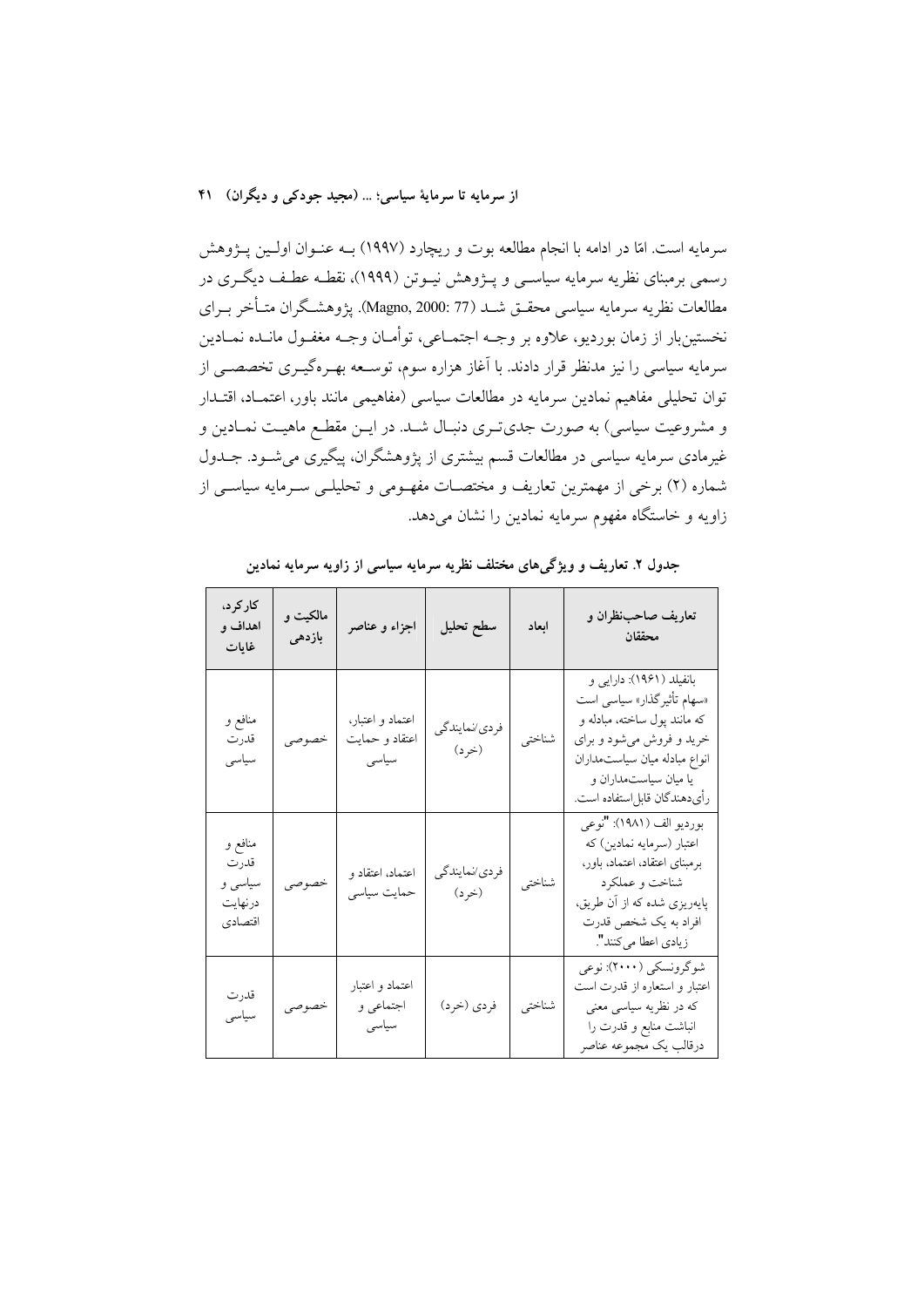سرمایه است. امّا در ادامه با انجام مطالعه بوت و ریچارد (۱۹۹۷) بـه عنـوان اولـین پـژوهش رسمی برمبنای نظریه سرمایه سیاسـی و پـژوهش نیـوتن (۱۹۹۹)، نقطـه عطـف دیگـری در مطالعات نظریه سرمایه سیاسی محقـق شـد (Magno, 2000: 77). پژوهشـگران متـأخر بـرای نخستین‌بار از زمان بوردیو، علاوه بر وجـه اجتمـاعی، توأمـان وجـه مغفـول مانـده نمـادین سرمایه سیاسی را نیز مدنظر قرار دادند. با آغاز هزاره سوم، توسـعه بهـره‌گیـری تخصصـی از توان تحلیلی مفاهیم نمادین سرمایه در مطالعات سیاسی (مفاهیمی مانند باور، اعتمـاد، اقتـدار و مشروعیت سیاسی) به صورت جدی‌تـری دنبـال شـد. در ایـن مقطـع ماهیـت نمـادین و غیرمادی سرمایه سیاسی در مطالعات قسم بیشتری از پژوهشگران، پیگیری می‌شـود. جـدول شماره (۲) برخی از مهمترین تعاریف و مختصـات مفهـومی و تحلیلـی سـرمایه سیاسـی از زاویه و خاستگاه مفهوم سرمایه نمادین را نشان می‌دهد.

**جدول ۲. تعاریف و ویژگی‌های مختلف نظریه سرمایه سیاسی از زاویه سرمایه نمادین**

| تعاریف صاحب‌نظران و محققان | ابعاد | سطح تحلیل | اجزاء و عناصر | مالکیت و بازدهی | کارکرد، اهداف و غایات |
|---|---|---|---|---|---|
| بانفیلد (۱۹۶۱): دارایی و «سهام تأثیرگذار» سیاسی است که مانند پول ساخته، مبادله و خرید و فروش می‌شود و برای انواع مبادله میان سیاست‌مداران یا میان سیاست‌مداران و رأی‌دهندگان قابل‌استفاده است. | شناختی | فردی/نمایندگی (خرد) | اعتماد و اعتبار، اعتقاد و حمایت سیاسی | خصوصی | منافع و قدرت سیاسی |
| بوردیو الف (۱۹۸۱): "نوعی اعتبار (سرمایه نمادین) که برمبنای اعتقاد، اعتماد، باور، شناخت و عملکرد پایه‌ریزی شده که از آن طریق، افراد به یک شخص قدرت زیادی اعطا می‌کنند". | شناختی | فردی/نمایندگی (خرد) | اعتماد، اعتقاد و حمایت سیاسی | خصوصی | منافع و قدرت سیاسی و درنهایت اقتصادی |
| شوگرونسکی (۲۰۰۰): نوعی اعتبار و استعاره از قدرت است که در نظریه سیاسی معنی انباشت منابع و قدرت را درقالب یک مجموعه عناصر | شناختی | فردی (خرد) | اعتماد و اعتبار اجتماعی و سیاسی | خصوصی | قدرت سیاسی |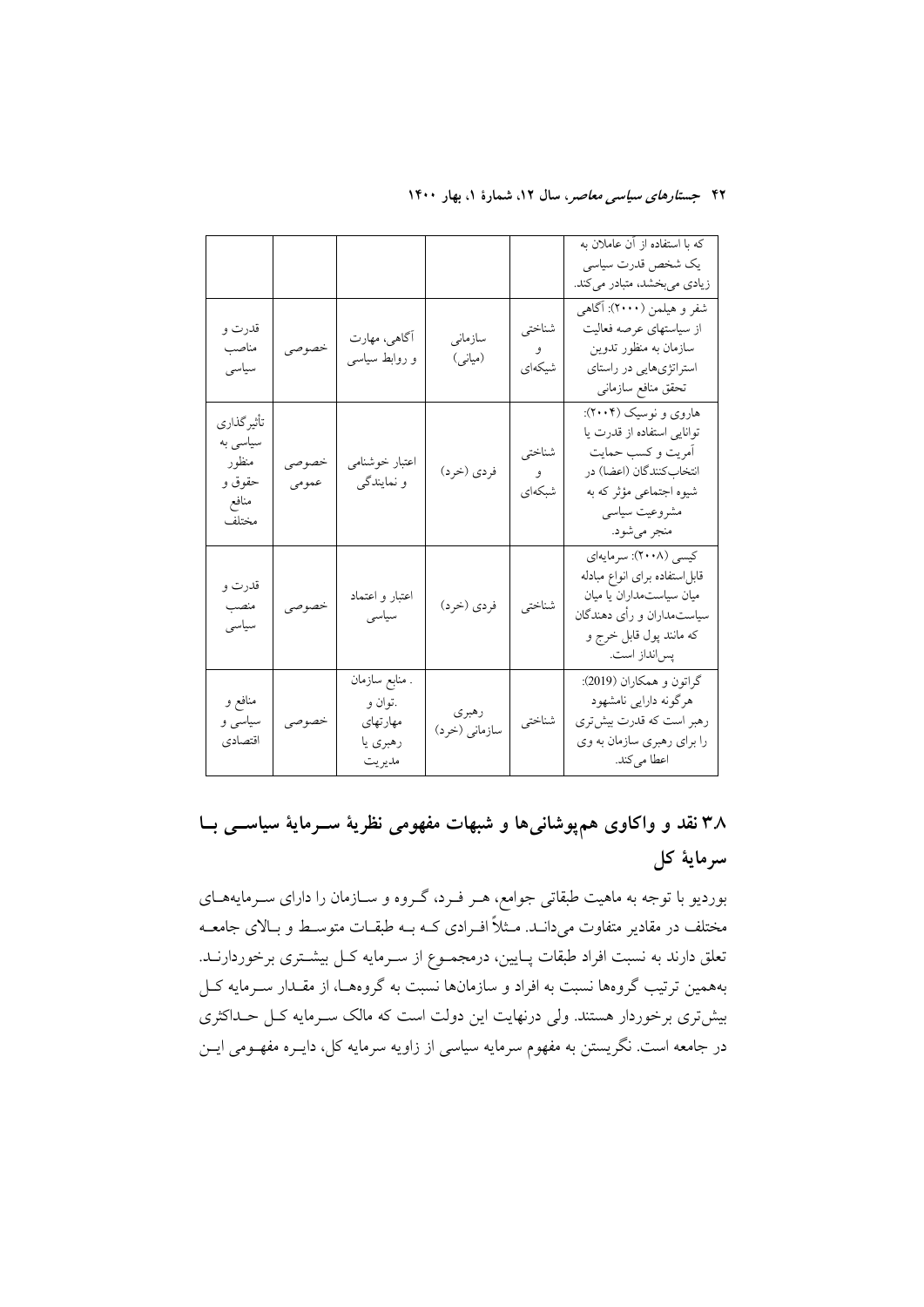| که با استفاده از آن عاملان به یک شخص قدرت سیاسی زیادی می‌بخشد، متبادر می‌کند. | | | | | |
|---|---|---|---|---|---|
| شفر و هیلمن (۲۰۰۰): آگاهی از سیاستهای عرصه فعالیت سازمان به منظور تدوین استراتژی‌هایی در راستای تحقق منافع سازمانی | شناختی و شبکه‌ای | سازمانی (میانی) | آگاهی، مهارت و روابط سیاسی | خصوصی | قدرت و مناصب سیاسی |
| هاروی و نوسیک (۲۰۰۴): توانایی استفاده از قدرت یا آمریت و کسب حمایت انتخاب‌کنندگان (اعضا) در شیوه اجتماعی مؤثر که به مشروعیت سیاسی منجر می‌شود. | شناختی و شبکه‌ای | فردی (خرد) | اعتبار خوشنامی و نمایندگی | خصوصی عمومی | تأثیرگذاری سیاسی به منظور حقوق و منافع مختلف |
| کیسی (۲۰۰۸): سرمایه‌ای قابل‌استفاده برای انواع مبادله میان سیاستمداران یا میان سیاستمداران و رأی دهندگان که مانند پول قابل خرج و پس‌انداز است. | شناختی | فردی (خرد) | اعتبار و اعتماد سیاسی | خصوصی | قدرت و منصب سیاسی |
| گراتون و همکاران (2019): هرگونه دارایی نامشهود رهبر است که قدرت بیش‌تری را برای رهبری سازمان به وی اعطا می‌کند. | شناختی | رهبری سازمانی (خرد) | . منابع سازمان .توان و مهارتهای رهبری یا مدیریت | خصوصی | منافع و سیاسی و اقتصادی |

## ۳.۸ نقد و واکاوی هم‌پوشانی‌ها و شبهات مفهومی نظریهٔ سرمایهٔ سیاسی با سرمایهٔ کل

بوردیو با توجه به ماهیت طبقاتی جوامع، هر فرد، گروه و سازمان را دارای سرمایه‌های مختلف در مقادیر متفاوت می‌داند. مثلاً افرادی که به طبقات متوسط و بالای جامعه تعلق دارند به نسبت افراد طبقات پایین، درمجموع از سرمایه کل بیشتری برخوردارند. به‌همین ترتیب گروه‌ها نسبت به افراد و سازمان‌ها نسبت به گروه‌ها، از مقدار سرمایه کل بیش‌تری برخوردار هستند. ولی درنهایت این دولت است که مالک سرمایه کل حداکثری در جامعه است. نگریستن به مفهوم سرمایه سیاسی از زاویه سرمایه کل، دایره مفهومی این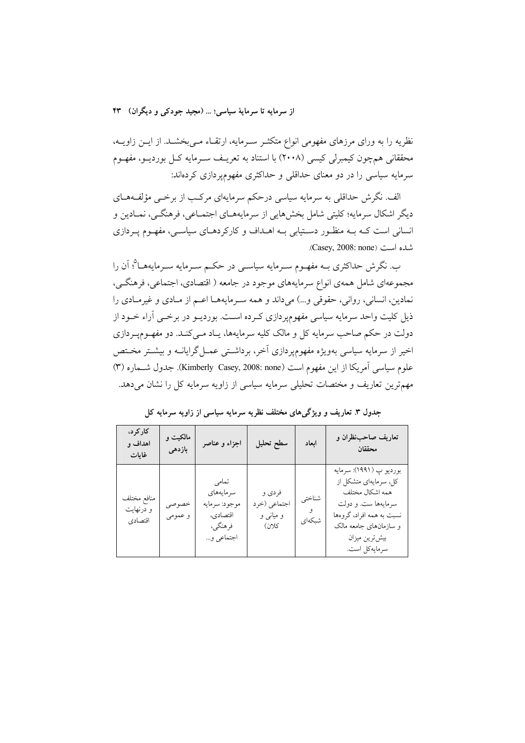نظریه را به ورای مرزهای مفهومی انواع متکثر سرمایه، ارتقاء می‌بخشد. از این زاویه، محققانی همچون کیمبرلی کیسی (۲۰۰۸) با استناد به تعریف سرمایه کل بوردیو، مفهوم سرمایه سیاسی را در دو معنای حداقلی و حداکثری مفهوم‌پردازی کرده‌اند:

الف. نگرش حداقلی به سرمایه سیاسی درحکم سرمایه‌ای مرکب از برخی مؤلفه‌های دیگر اشکال سرمایه؛ کلیتی شامل بخش‌هایی از سرمایه‌های اجتماعی، فرهنگی، نمادین و انسانی است که به منظور دستیابی به اهداف و کارکردهای سیاسی، مفهوم پردازی شده است (Casey, 2008: none).

ب. نگرش حداکثری به مفهوم سرمایه سیاسی در حکم سرمایه سرمایه‌ها[5]؛ آن را مجموعه‌ای شامل همه‌ی انواع سرمایه‌های موجود در جامعه ( اقتصادی، اجتماعی، فرهنگی، نمادین، انسانی، روانی، حقوقی و...) می‌داند و همه سرمایه‌ها اعم از مادی و غیرمادی را ذیل کلیت واحد سرمایه سیاسی مفهوم‌پردازی کرده است. بوردیو در برخی آراء خود از دولت در حکم صاحب سرمایه کل و مالک کلیه سرمایه‌ها، یاد می‌کند. دو مفهوم‌پردازی اخیر از سرمایه سیاسی به‌ویژه مفهوم‌پردازی آخر، برداشتی عمل‌گرایانه و بیشتر مختص علوم سیاسی آمریکا از این مفهوم است (Kimberly Casey, 2008: none). جدول شماره (۳) مهم‌ترین تعاریف و مختصات تحلیلی سرمایه سیاسی از زاویه سرمایه کل را نشان می‌دهد.

**جدول ۳. تعاریف و ویژگی‌های مختلف نظریه سرمایه سیاسی از زاویه سرمایه کل**

| تعاریف صاحب‌نظران و محققان | ابعاد | سطح تحلیل | اجزاء و عناصر | مالکیت و بازدهی | کارکرد، اهداف و غایات |
| --- | --- | --- | --- | --- | --- |
| بوردیو پ (۱۹۹۱): سرمایه کل، سرمایه‌ای متشکل از همه اشکال مختلف سرمایه‌ها ست. و دولت نسبت به همه افراد، گروه‌ها و سازمان‌های جامعه مالک بیش‌ترین میزان سرمایه‌کل است. | شناختی و شبکه‌ای | فردی و اجتماعی (خرد و میانی و کلان) | تمامی سرمایه‌های موجود: سرمایه اقتصادی، فرهنگی، اجتماعی و... | خصوصی و عمومی | منافع مختلف و درنهایت اقتصادی |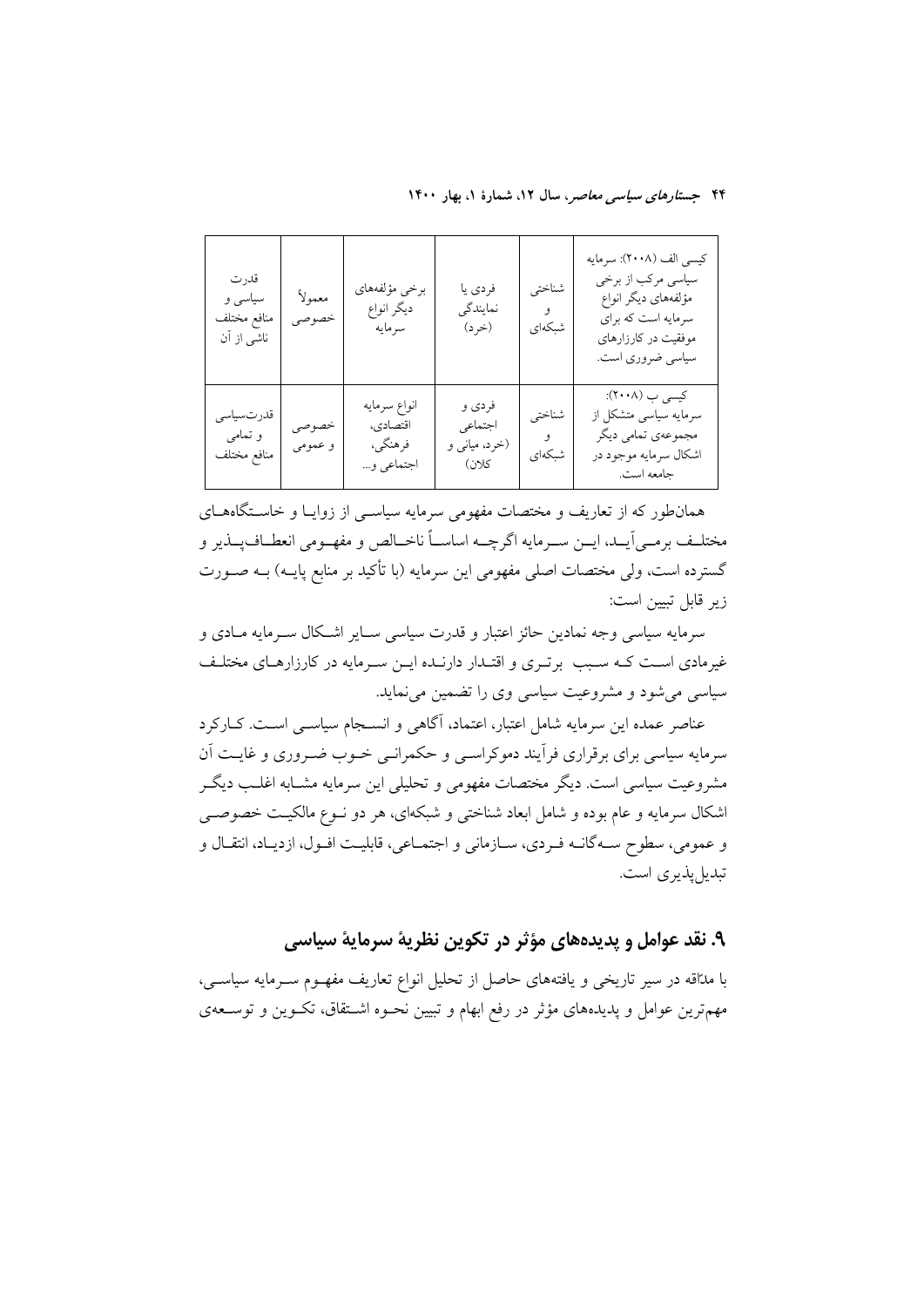| کیسی الف (۲۰۰۸): سرمایه سیاسی مرکب از برخی مؤلفه‌های دیگر انواع سرمایه است که برای موفقیت در کارزارهای سیاسی ضروری است. | شناختی و شبکه‌ای | فردی یا نمایندگی (خرد) | برخی مؤلفه‌های دیگر انواع سرمایه | معمولاً خصوصی | قدرت سیاسی و منافع مختلف ناشی از آن |
| --- | --- | --- | --- | --- | --- |
| کیسی ب (۲۰۰۸): سرمایه سیاسی متشکل از مجموعه‌ی تمامی دیگر اشکال سرمایه موجود در جامعه است. | شناختی و شبکه‌ای | فردی و اجتماعی (خرد، میانی و کلان) | انواع سرمایه اقتصادی، فرهنگی، اجتماعی و... | خصوصی و عمومی | قدرت‌سیاسی و تمامی منافع مختلف |

همان‌طور که از تعاریف و مختصات مفهومی سرمایه سیاسی از زوایا و خاستگاه‌های مختلف برمی‌آید، این سرمایه اگرچه اساساً ناخالص و مفهومی انعطاف‌پذیر و گسترده است، ولی مختصات اصلی مفهومی این سرمایه (با تأکید بر منابع پایه) به صورت زیر قابل تبیین است:

سرمایه سیاسی وجه نمادین حائز اعتبار و قدرت سیاسی سایر اشکال سرمایه مادی و غیرمادی است که سبب برتری و اقتدار دارنده این سرمایه در کارزارهای مختلف سیاسی می‌شود و مشروعیت سیاسی وی را تضمین می‌نماید.

عناصر عمده این سرمایه شامل اعتبار، اعتماد، آگاهی و انسجام سیاسی است. کارکرد سرمایه سیاسی برای برقراری فرآیند دموکراسی و حکمرانی خوب ضروری و غایت آن مشروعیت سیاسی است. دیگر مختصات مفهومی و تحلیلی این سرمایه مشابه اغلب دیگر اشکال سرمایه و عام بوده و شامل ابعاد شناختی و شبکه‌ای، هر دو نوع مالکیت خصوصی و عمومی، سطوح سه‌گانه فردی، سازمانی و اجتماعی، قابلیت افول، ازدیاد، انتقال و تبدیل‌پذیری است.

## ۹. نقد عوامل و پدیده‌های مؤثر در تکوین نظریهٔ سرمایهٔ سیاسی

با مداقه در سیر تاریخی و یافته‌های حاصل از تحلیل انواع تعاریف مفهوم سرمایه سیاسی، مهم‌ترین عوامل و پدیده‌های مؤثر در رفع ابهام و تبیین نحوه اشتقاق، تکوین و توسعه‌ی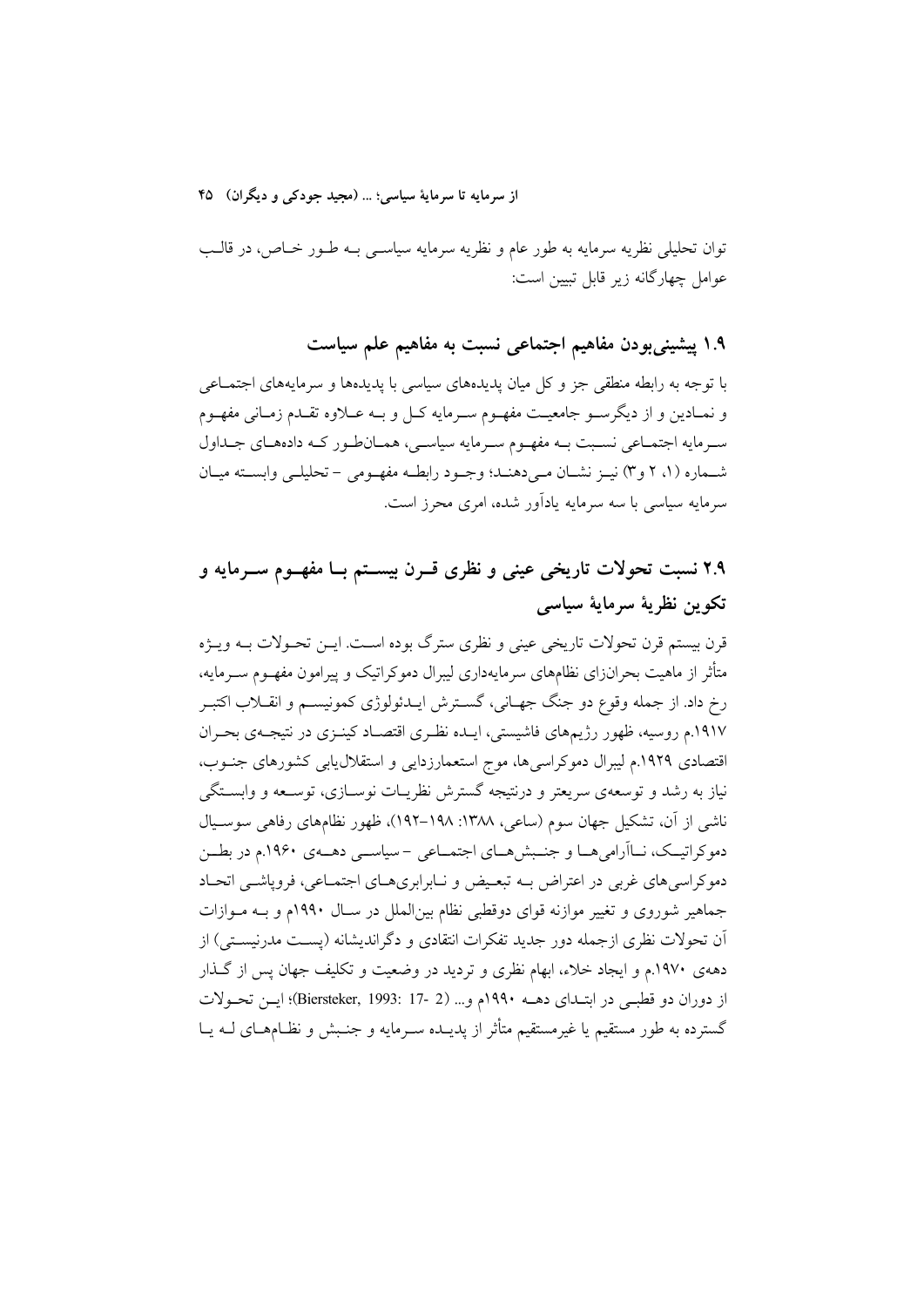توان تحلیلی نظریه سرمایه به طور عام و نظریه سرمایه سیاسی به طور خاص، در قالب عوامل چهارگانه زیر قابل تبیین است:

### ۱.۹ پیشینی‌بودن مفاهیم اجتماعی نسبت به مفاهیم علم سیاست

با توجه به رابطه منطقی جز و کل میان پدیده‌های سیاسی با پدیده‌ها و سرمایه‌های اجتماعی و نمادین و از دیگرسو جامعیت مفهوم سرمایه کل و به علاوه تقدم زمانی مفهوم سرمایه اجتماعی نسبت به مفهوم سرمایه سیاسی، همان‌طور که داده‌های جداول شماره (۱، ۲ و۳) نیز نشان می‌دهند؛ وجود رابطه مفهومی - تحلیلی وابسته میان سرمایه سیاسی با سه سرمایه یادآور شده، امری محرز است.

### ۲.۹ نسبت تحولات تاریخی عینی و نظری قرن بیستم با مفهوم سرمایه و تکوین نظریهٔ سرمایهٔ سیاسی

قرن بیستم قرن تحولات تاریخی عینی و نظری سترگ بوده است. این تحولات به ویژه متأثر از ماهیت بحران‌زای نظام‌های سرمایه‌داری لیبرال دموکراتیک و پیرامون مفهوم سرمایه، رخ داد. از جمله وقوع دو جنگ جهانی، گسترش ایدئولوژی کمونیسم و انقلاب اکتبر ۱۹۱۷.م روسیه، ظهور رژیم‌های فاشیستی، ایده نظری اقتصاد کینزی در نتیجه‌ی بحران اقتصادی ۱۹۲۹.م لیبرال دموکراسی‌ها، موج استعمارزدایی و استقلال‌یابی کشورهای جنوب، نیاز به رشد و توسعه‌ی سریعتر و درنتیجه گسترش نظریات نوسازی، توسعه و وابستگی ناشی از آن، تشکیل جهان سوم (ساعی، ۱۳۸۸: ۱۹۸-۱۹۲)، ظهور نظام‌های رفاهی سوسیال دموکراتیک، ناآرامی‌ها و جنبش‌های اجتماعی - سیاسی دهه‌ی ۱۹۶۰.م در بطن دموکراسی‌های غربی در اعتراض به تبعیض و نابرابری‌های اجتماعی، فروپاشی اتحاد جماهیر شوروی و تغییر موازنه قوای دوقطبی نظام بین‌الملل در سال ۱۹۹۰م و به موازات آن تحولات نظری ازجمله دور جدید تفکرات انتقادی و دگراندیشانه (پست مدرنیستی) از دهه‌ی ۱۹۷۰.م و ایجاد خلاء، ابهام نظری و تردید در وضعیت و تکلیف جهان پس از گذار از دوران دو قطبی در ابتدای دهه ۱۹۹۰م و... (Biersteker, 1993: 17- 2)؛ این تحولات گسترده به طور مستقیم یا غیرمستقیم متأثر از پدیده سرمایه و جنبش و نظام‌های له یا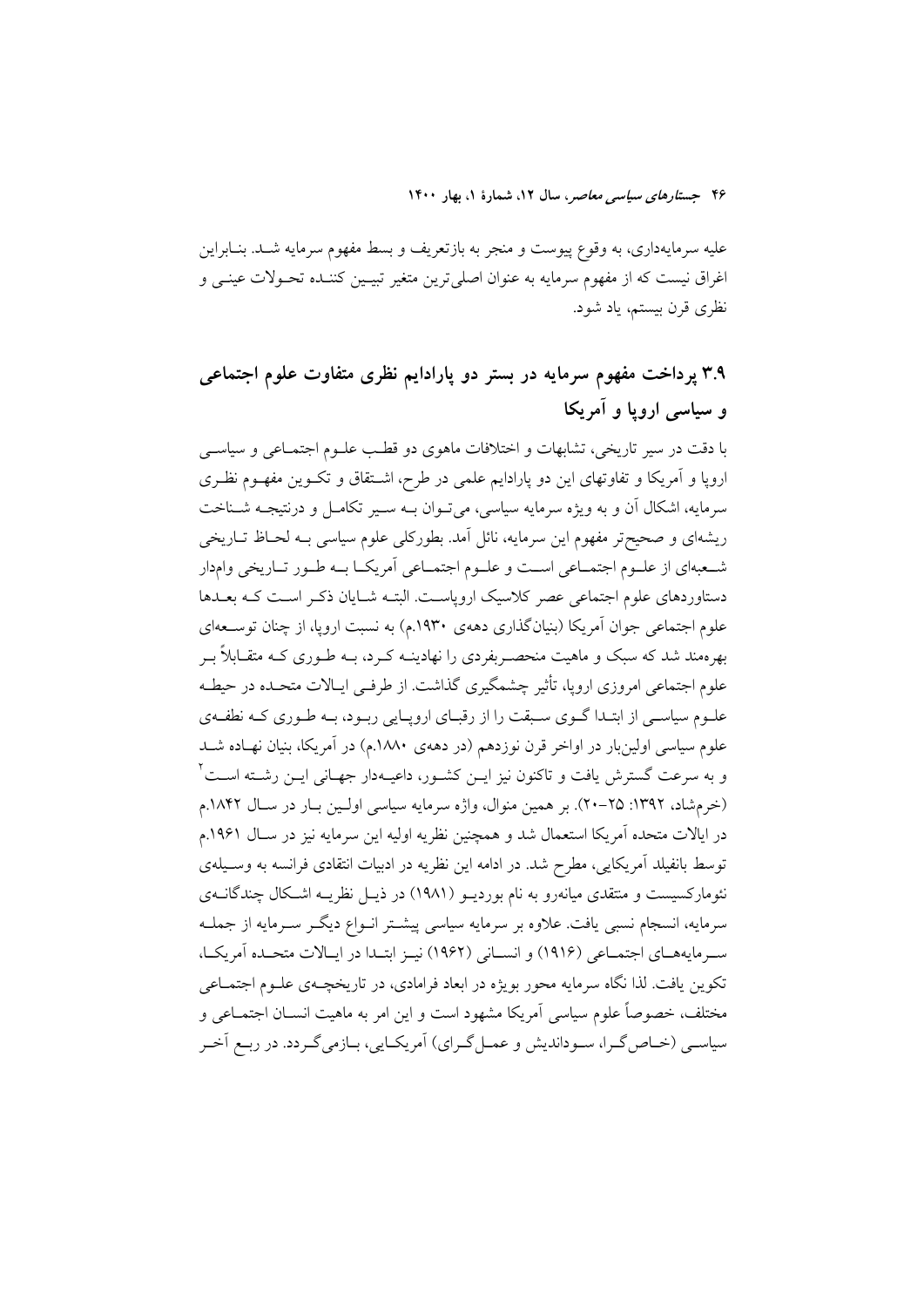علیه سرمایه‌داری، به وقوع پیوست و منجر به بازتعریف و بسط مفهوم سرمایه شد. بنابراین اغراق نیست که از مفهوم سرمایه به عنوان اصلی‌ترین متغیر تبیین کننده تحولات عینی و نظری قرن بیستم، یاد شود.

## ۳.۹ پرداخت مفهوم سرمایه در بستر دو پارادایم نظری متفاوت علوم اجتماعی و سیاسی اروپا و آمریکا

با دقت در سیر تاریخی، تشابهات و اختلافات ماهوی دو قطب علوم اجتماعی و سیاسی اروپا و آمریکا و تفاوتهای این دو پارادایم علمی در طرح، اشتقاق و تکوین مفهوم نظری سرمایه، اشکال آن و به ویژه سرمایه سیاسی، می‌توان به سیر تکامل و درنتیجه شناخت ریشه‌ای و صحیح‌تر مفهوم این سرمایه، نائل آمد. بطورکلی علوم سیاسی به لحاظ تاریخی شعبه‌ای از علوم اجتماعی است و علوم اجتماعی آمریکا به طور تاریخی وامدار دستاوردهای علوم اجتماعی عصر کلاسیک اروپاست. البته شایان ذکر است که بعدها علوم اجتماعی جوان آمریکا (بنیان‌گذاری دهه‌ی ۱۹۳۰.م) به نسبت اروپا، از چنان توسعه‌ای بهره‌مند شد که سبک و ماهیت منحصربفردی را نهادینه کرد، به طوری که متقابلاً بر علوم اجتماعی امروزی اروپا، تأثیر چشمگیری گذاشت. از طرفی ایالات متحده در حیطه علوم سیاسی از ابتدا گوی سبقت را از رقبای اروپایی ربود، به طوری که نطفه‌ی علوم سیاسی اولین‌بار در اواخر قرن نوزدهم (در دهه‌ی ۱۸۸۰.م) در آمریکا، بنیان نهاده شد و به سرعت گسترش یافت و تاکنون نیز این کشور، داعیه‌دار جهانی این رشته است[۲] (خرم‌شاد، ۱۳۹۲: ۲۵-۲۰). بر همین منوال، واژه سرمایه سیاسی اولین بار در سال ۱۸۴۲.م در ایالات متحده آمریکا استعمال شد و همچنین نظریه اولیه این سرمایه نیز در سال ۱۹۶۱.م توسط بانفیلد آمریکایی، مطرح شد. در ادامه این نظریه در ادبیات انتقادی فرانسه به وسیله‌ی نئومارکسیست و منتقدی میانه‌رو به نام بوردیو (۱۹۸۱) در ذیل نظریه اشکال چندگانه‌ی سرمایه، انسجام نسبی یافت. علاوه بر سرمایه سیاسی پیشتر انواع دیگر سرمایه از جمله سرمایه‌های اجتماعی (۱۹۱۶) و انسانی (۱۹۶۲) نیز ابتدا در ایالات متحده آمریکا، تکوین یافت. لذا نگاه سرمایه محور بویژه در ابعاد فرامادی، در تاریخچه‌ی علوم اجتماعی مختلف، خصوصاً علوم سیاسی آمریکا مشهود است و این امر به ماهیت انسان اجتماعی و سیاسی (خاص‌گرا، سوداندیش و عمل‌گرای) آمریکایی، بازمی‌گردد. در ربع آخر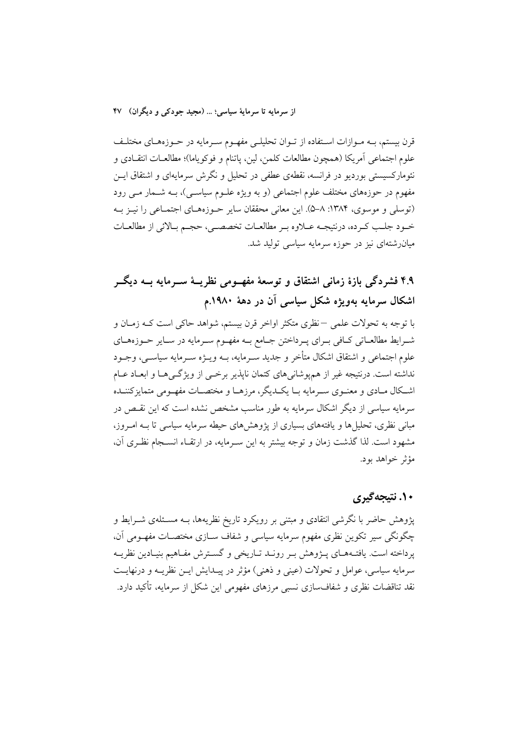قرن بیستم، بـه مـوازات اسـتفاده از تـوان تحلیلـی مفهـوم سـرمایه در حـوزه‌هـای مختلـف علوم اجتماعی آمریکا (همچون مطالعات کلمن، لین، پاتنام و فوکویاما)؛ مطالعـات انتقـادی و نئومارکسیستی بوردیو در فرانسه، نقطه‌ی عطفی در تحلیل و نگرش سرمایه‌ای و اشتقاق ایـن مفهوم در حوزه‌های مختلف علوم اجتماعی (و به ویژه علـوم سیاسـی)، بـه شـمار مـی رود (توسلی و موسوی، ۱۳۸۴: ۸–۵). این معانی محققان سایر حـوزه‌هـای اجتمـاعی را نیـز بـه خـود جلـب کـرده، درنتیجـه عـلاوه بـر مطالعـات تخصصـی، حجـم بـالائی از مطالعـات میان‌رشته‌ای نیز در حوزه سرمایه سیاسی تولید شد.

## ۴.۹ فشردگی بازهٔ زمانی اشتقاق و توسعهٔ مفهـومی نظریـهٔ سـرمایه بـه دیگـر اشکال سرمایه به‌ویژه شکل سیاسی آن در دههٔ ۱۹۸۰.م

با توجه به تحولات علمی –نظری متکثر اواخر قرن بیستم، شواهد حاکی است کـه زمـان و شـرایط مطالعـاتی کـافی بـرای پـرداختن جـامع بـه مفهـوم سـرمایه در سـایر حـوزه‌هـای علوم اجتماعی و اشتقاق اشکال متأخر و جدید سـرمایه، بـه ویـژه سـرمایه سیاسـی، وجـود نداشته است. درنتیجه غیر از هم‌پوشانی‌های کتمان ناپذیر برخـی از ویژگـی‌هـا و ابعـاد عـام اشـکال مـادی و معنـوی سـرمایه بـا یکـدیگر، مرزهـا و مختصـات مفهـومی متمایزکننـده سرمایه سیاسی از دیگر اشکال سرمایه به طور مناسب مشخص نشده است که این نقـص در مبانی نظری، تحلیل‌ها و یافته‌های بسیاری از پژوهش‌های حیطه سرمایه سیاسی تا بـه امـروز، مشهود است. لذا گذشت زمان و توجه بیشتر به این سـرمایه، در ارتقـاء انسـجام نظـری آن، مؤثر خواهد بود.

## ۱۰. نتیجه‌گیری

پژوهش حاضر با نگرشی انتقادی و مبتنی بر رویکرد تاریخ نظریه‌ها، بـه مسـئله‌ی شـرایط و چگونگی سیر تکوین نظری مفهوم سرمایه سیاسی و شفاف سـازی مختصـات مفهـومی آن، پرداخته است. یافتـه‌هـای پـژوهش بـر رونـد تـاریخی و گسـترش مفـاهیم بنیـادین نظریـه سرمایه سیاسی، عوامل و تحولات (عینی و ذهنی) مؤثر در پیـدایش ایـن نظریـه و درنهایـت نقد تناقضات نظری و شفاف‌سازی نسبی مرزهای مفهومی این شکل از سرمایه، تأکید دارد.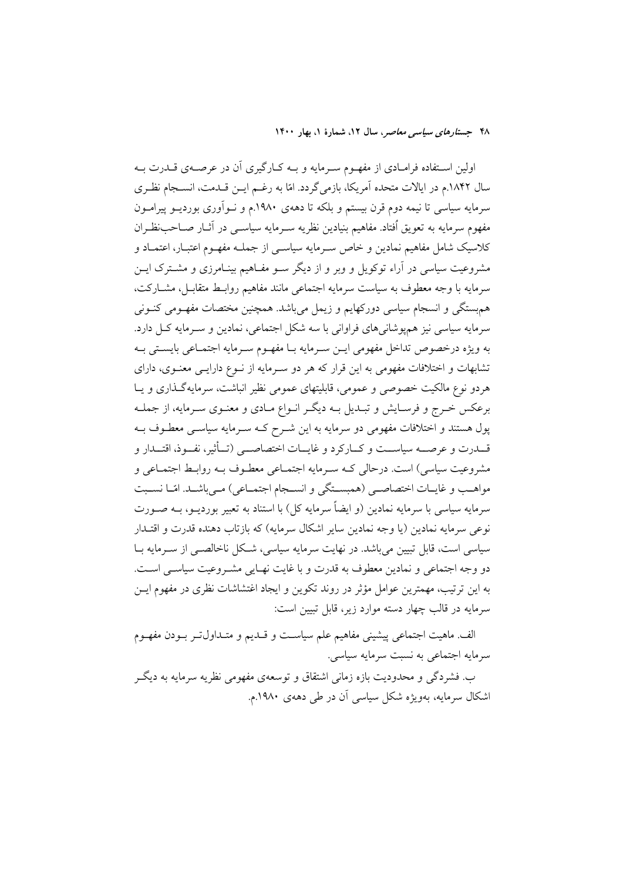اولین استفاده فرامادی از مفهوم سرمایه و به کارگیری آن در عرصه‌ی قدرت به سال ۱۸۴۲.م در ایالات متحده آمریکا، بازمی‌گردد. امّا به رغم این قدمت، انسجام نظری سرمایه سیاسی تا نیمه دوم قرن بیستم و بلکه تا دهه‌ی ۱۹۸۰.م و نوآوری بوردیو پیرامون مفهوم سرمایه به تعویق اُفتاد. مفاهیم بنیادین نظریه سرمایه سیاسی در آثار صاحب‌نظران کلاسیک شامل مفاهیم نمادین و خاص سرمایه سیاسی از جمله مفهوم اعتبار، اعتماد و مشروعیت سیاسی در آراء توکویل و وبر و از دیگر سو مفاهیم بینامرزی و مشترک این سرمایه با وجه معطوف به سیاست سرمایه اجتماعی مانند مفاهیم روابط متقابل، مشارکت، هم‌بستگی و انسجام سیاسی دورکهایم و زیمل می‌باشد. همچنین مختصات مفهومی کنونی سرمایه سیاسی نیز هم‌پوشانی‌های فراوانی با سه شکل اجتماعی، نمادین و سرمایه کل دارد. به ویژه درخصوص تداخل مفهومی این سرمایه با مفهوم سرمایه اجتماعی بایستی به تشابهات و اختلافات مفهومی به این قرار که هر دو سرمایه از نوع دارایی معنوی، دارای هردو نوع مالکیت خصوصی و عمومی، قابلیتهای عمومی نظیر انباشت، سرمایه‌گذاری و یا برعکس خرج و فرسایش و تبدیل به دیگر انواع مادی و معنوی سرمایه، از جمله پول هستند و اختلافات مفهومی دو سرمایه به این شرح که سرمایه سیاسی معطوف به قدرت و عرصه سیاست و کارکرد و غایات اختصاصی (تأثیر، نفوذ، اقتدار و مشروعیت سیاسی) است. درحالی که سرمایه اجتماعی معطوف به روابط اجتماعی و مواهب و غایات اختصاصی (همبستگی و انسجام اجتماعی) می‌باشد. امّا نسبت سرمایه سیاسی با سرمایه نمادین (و ایضاً سرمایه کل) با استناد به تعبیر بوردیو، به صورت نوعی سرمایه نمادین (یا وجه نمادین سایر اشکال سرمایه) که بازتاب دهنده قدرت و اقتدار سیاسی است، قابل تبیین می‌باشد. در نهایت سرمایه سیاسی، شکل ناخالصی از سرمایه با دو وجه اجتماعی و نمادین معطوف به قدرت و با غایت نهایی مشروعیت سیاسی است. به این ترتیب، مهمترین عوامل مؤثر در روند تکوین و ایجاد اغتشاشات نظری در مفهوم این سرمایه در قالب چهار دسته موارد زیر، قابل تبیین است:

الف. ماهیت اجتماعی پیشینی مفاهیم علم سیاست و قدیم و متداول‌تر بودن مفهوم سرمایه اجتماعی به نسبت سرمایه سیاسی.

ب. فشردگی و محدودیت بازه زمانی اشتقاق و توسعه‌ی مفهومی نظریه سرمایه به دیگر اشکال سرمایه، به‌ویژه شکل سیاسی آن در طی دهه‌ی ۱۹۸۰.م.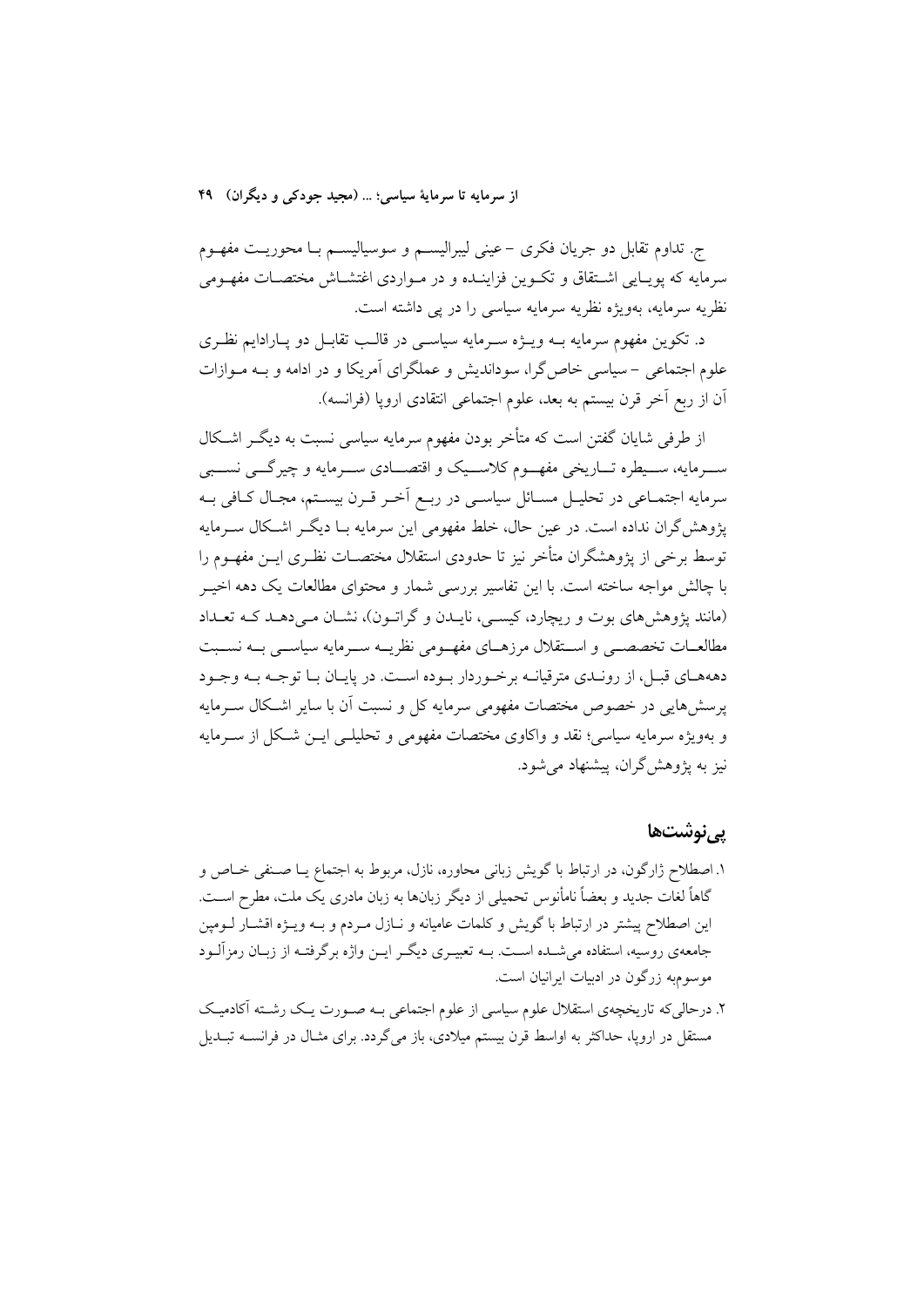ج. تداوم تقابل دو جریان فکری – عینی لیبرالیسم و سوسیالیسم با محوریت مفهوم سرمایه که پویایی اشتقاق و تکوین فزاینده و در مواردی اغتشاش مختصات مفهومی نظریه سرمایه، به‌ویژه نظریه سرمایه سیاسی را در پی داشته است.

د. تکوین مفهوم سرمایه به ویژه سرمایه سیاسی در قالب تقابل دو پارادایم نظری علوم اجتماعی – سیاسی خاص‌گرا، سوداندیش و عملگرای آمریکا و در ادامه و به موازات آن از ربع آخر قرن بیستم به بعد، علوم اجتماعی انتقادی اروپا (فرانسه).

از طرفی شایان گفتن است که متأخر بودن مفهوم سرمایه سیاسی نسبت به دیگر اشکال سرمایه، سیطره تاریخی مفهوم کلاسیک و اقتصادی سرمایه و چیرگی نسبی سرمایه اجتماعی در تحلیل مسائل سیاسی در ربع آخر قرن بیستم، مجال کافی به پژوهش‌گران نداده است. در عین حال، خلط مفهومی این سرمایه با دیگر اشکال سرمایه توسط برخی از پژوهشگران متأخر نیز تا حدودی استقلال مختصات نظری این مفهوم را با چالش مواجه ساخته است. با این تفاسیر بررسی شمار و محتوای مطالعات یک دهه اخیر (مانند پژوهش‌های بوت و ریچارد، کیسی، نایدن و گراتون)، نشان می‌دهد که تعداد مطالعات تخصصی و استقلال مرزهای مفهومی نظریه سرمایه سیاسی به نسبت دهه‌های قبل، از روندی مترقیانه برخوردار بوده است. در پایان با توجه به وجود پرسش‌هایی در خصوص مختصات مفهومی سرمایه کل و نسبت آن با سایر اشکال سرمایه و به‌ویژه سرمایه سیاسی؛ نقد و واکاوی مختصات مفهومی و تحلیلی این شکل از سرمایه نیز به پژوهش‌گران، پیشنهاد می‌شود.

## پی‌نوشت‌ها

۱. اصطلاح ژارگون، در ارتباط با گویش زبانی محاوره، نازل، مربوط به اجتماع یا صنفی خاص و گاهاً لغات جدید و بعضاً نامأنوس تحمیلی از دیگر زبان‌ها به زبان مادری یک ملت، مطرح است. این اصطلاح بیشتر در ارتباط با گویش و کلمات عامیانه و نازل مردم و به ویژه اقشار لومپن جامعه‌ی روسیه، استفاده می‌شده است. به تعبیری دیگر این واژه برگرفته از زبان رمزآلود موسوم‌به زرگون در ادبیات ایرانیان است.

۲. درحالی‌که تاریخچه‌ی استقلال علوم سیاسی از علوم اجتماعی به صورت یک رشته آکادمیک مستقل در اروپا، حداکثر به اواسط قرن بیستم میلادی، باز می‌گردد. برای مثال در فرانسه تبدیل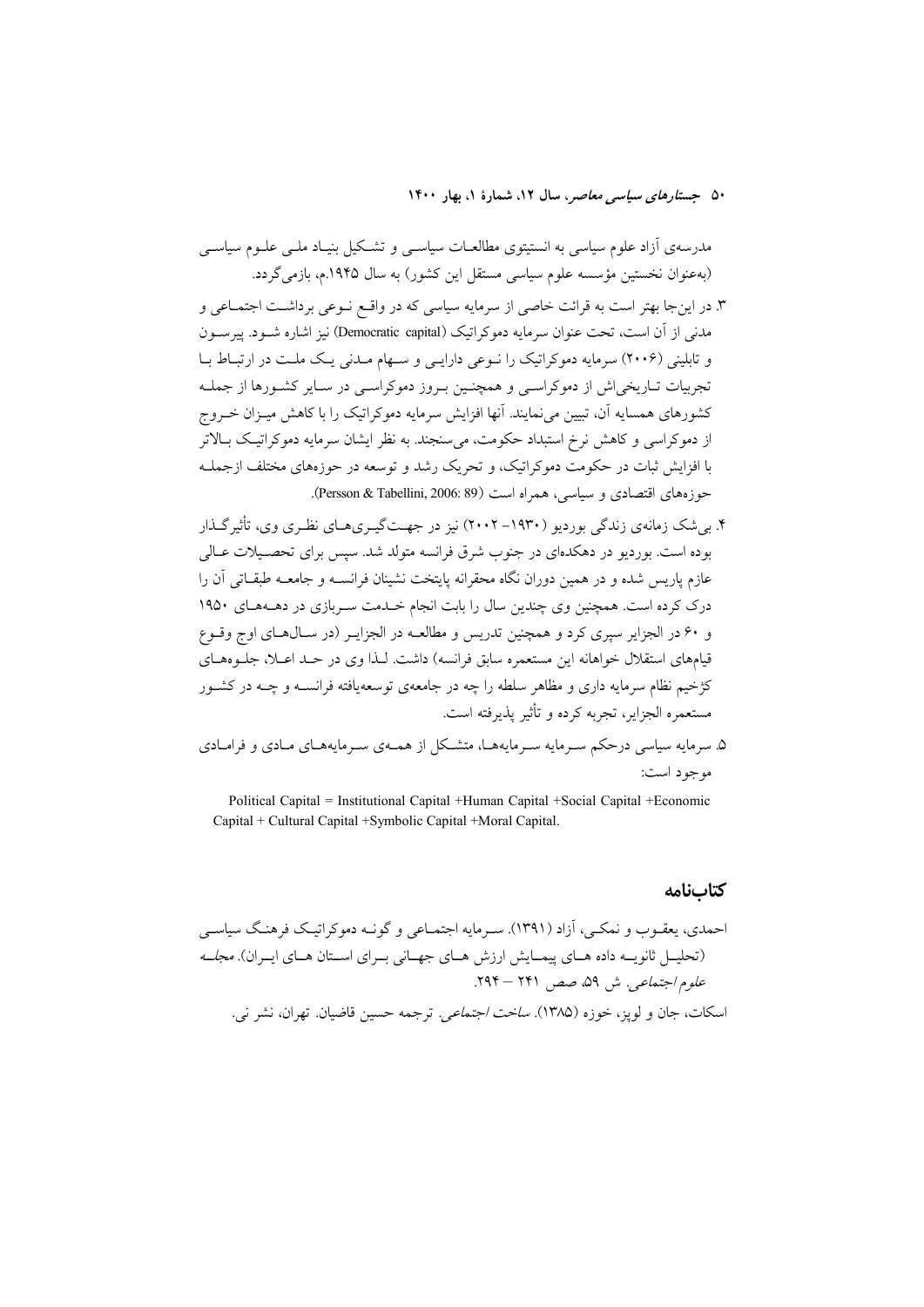مدرسه‌ی آزاد علوم سیاسی به انستیتوی مطالعات سیاسی و تشکیل بنیاد ملی علوم سیاسی (به‌عنوان نخستین مؤسسه علوم سیاسی مستقل این کشور) به سال ۱۹۴۵.م، بازمی‌گردد.

۳. در این‌جا بهتر است به قرائت خاصی از سرمایه سیاسی که در واقع نوعی برداشت اجتماعی و مدنی از آن است، تحت عنوان سرمایه دموکراتیک (Democratic capital) نیز اشاره شود. پیرسون و تابلینی (۲۰۰۶) سرمایه دموکراتیک را نوعی دارایی و سهام مدنی یک ملت در ارتباط با تجربیات تاریخی‌اش از دموکراسی و همچنین بروز دموکراسی در سایر کشورها از جمله کشورهای همسایه آن، تبیین می‌نمایند. آنها افزایش سرمایه دموکراتیک را با کاهش میزان خروج از دموکراسی و کاهش نرخ استبداد حکومت، می‌سنجند. به نظر ایشان سرمایه دموکراتیک بالاتر با افزایش ثبات در حکومت دموکراتیک، و تحریک رشد و توسعه در حوزه‌های مختلف ازجمله حوزه‌های اقتصادی و سیاسی، همراه است (Persson & Tabellini, 2006: 89).

۴. بی‌شک زمانه‌ی زندگی بوردیو (۱۹۳۰– ۲۰۰۲) نیز در جهت‌گیری‌های نظری وی، تأثیرگذار بوده است. بوردیو در دهکده‌ای در جنوب شرق فرانسه متولد شد. سپس برای تحصیلات عالی عازم پاریس شده و در همین دوران نگاه محقرانه پایتخت نشینان فرانسه و جامعه طبقاتی آن را درک کرده است. همچنین وی چندین سال را بابت انجام خدمت سربازی در دهه‌های ۱۹۵۰ و ۶۰ در الجزایر سپری کرد و همچنین تدریس و مطالعه در الجزایر (در سال‌های اوج وقوع قیام‌های استقلال خواهانه این مستعمره سابق فرانسه) داشت. لذا وی در حد اعلا، جلوه‌های کژخیم نظام سرمایه داری و مظاهر سلطه را چه در جامعه‌ی توسعه‌یافته فرانسه و چه در کشور مستعمره الجزایر، تجربه کرده و تأثیر پذیرفته است.

۵. سرمایه سیاسی درحکم سرمایه سرمایه‌ها، متشکل از همه‌ی سرمایه‌های مادی و فرامادی موجود است:

Political Capital = Institutional Capital +Human Capital +Social Capital +Economic Capital + Cultural Capital +Symbolic Capital +Moral Capital.

## کتاب‌نامه

احمدی، یعقوب و نمکی، آزاد (۱۳۹۱). سرمایه اجتماعی و گونه دموکراتیک فرهنگ سیاسی (تحلیل ثانویه داده های پیمایش ارزش های جهانی برای استان های ایران). *مجله علوم اجتماعی*. ش ۵۹، صص ۲۴۱ – ۲۹۴.

اسکات، جان و لوپز، خوزه (۱۳۸۵). *ساخت اجتماعی*. ترجمه حسین قاضیان. تهران، نشر نی.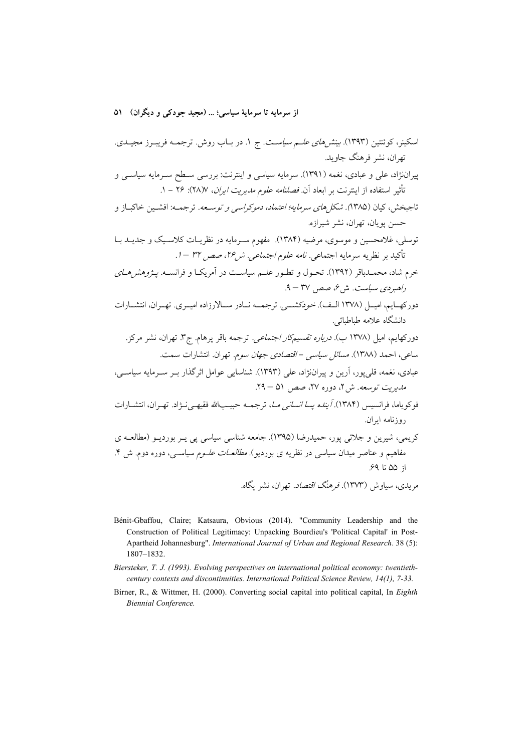اسکینر، کوئنتین (۱۳۹۳). *بینش‌های علم سیاست*. ج ۱. در باب روش. ترجمه فریبرز مجیدی. تهران، نشر فرهنگ جاوید.

پیران‌نژاد، علی و عبادی، نغمه (۱۳۹۱). سرمایه سیاسی و اینترنت: بررسی سطح سرمایه سیاسی و تأثیر استفاده از اینترنت بر ابعاد آن. *فصلنامه علوم مدیریت ایران*، ۷(۲۸): ۲۶ – ۱.

تاجبخش، کیان (۱۳۸۵). *شکل‌های سرمایه؛ اعتماد، دموکراسی و توسعه*. ترجمه: افشین خاکباز و حسن پویان، تهران، نشر شیرازه.

توسلی، غلامحسین و موسوی، مرضیه (۱۳۸۴). مفهوم سرمایه در نظریات کلاسیک و جدید با تأکید بر نظریه سرمایه اجتماعی. *نامه علوم اجتماعی. ش۲۶، صص ۳۲ – ۱*.

خرم شاد، محمدباقر (۱۳۹۲). تحول و تطور علم سیاست در آمریکا و فرانسه. *پژوهش‌های راهبردی سیاست*. ش۶، صص ۳۷ – ۹.

دورکهایم، امیل (۱۳۷۸ الف). *خودکشی*. ترجمه نادر سالارزاده امیری. تهران، انتشارات دانشگاه علامه طباطبائی.

دورکهایم، امیل (۱۳۷۸ ب). *درباره تقسیم‌کار اجتماعی*. ترجمه باقر پرهام. ج۳. تهران، نشر مرکز.

ساعی، احمد (۱۳۸۸). *مسائل سیاسی – اقتصادی جهان سوم*. تهران. انتشارات سمت.

عبادی، نغمه، قلی‌پور، آرین و پیران‌نژاد، علی (۱۳۹۳). شناسایی عوامل اثرگذار بر سرمایه سیاسی، *مدیریت توسعه*. ش۲، دوره ۲۷، صص ۵۱ – ۲۹.

فوکویاما، فرانسیس (۱۳۸۴). *آینده پسا انسانی ما*، ترجمه حبیب‌الله فقیهی‌نژاد. تهران، انتشارات روزنامه ایران.

کریمی، شیرین و جلائی پور، حمیدرضا (۱۳۹۵). جامعه شناسی سیاسی پی یر بوردیو (مطالعه ی مفاهیم و عناصر میدان سیاسی در نظریه ی بوردیو). *مطالعات علوم سیاسی*، دوره دوم. ش ۴. از ۵۵ تا ۶۹.

مریدی، سیاوش (۱۳۷۳). *فرهنگ اقتصاد*. تهران، نشر نگاه.

Bénit-Gbaffou, Claire; Katsaura, Obvious (2014). "Community Leadership and the Construction of Political Legitimacy: Unpacking Bourdieu's 'Political Capital' in Post-Apartheid Johannesburg". *International Journal of Urban and Regional Research*. 38 (5): 1807–1832.

*Biersteker, T. J. (1993). Evolving perspectives on international political economy: twentieth-century contexts and discontinuities. International Political Science Review, 14(1), 7-33.*

Birner, R., & Wittmer, H. (2000). Converting social capital into political capital, In *Eighth Biennial Conference.*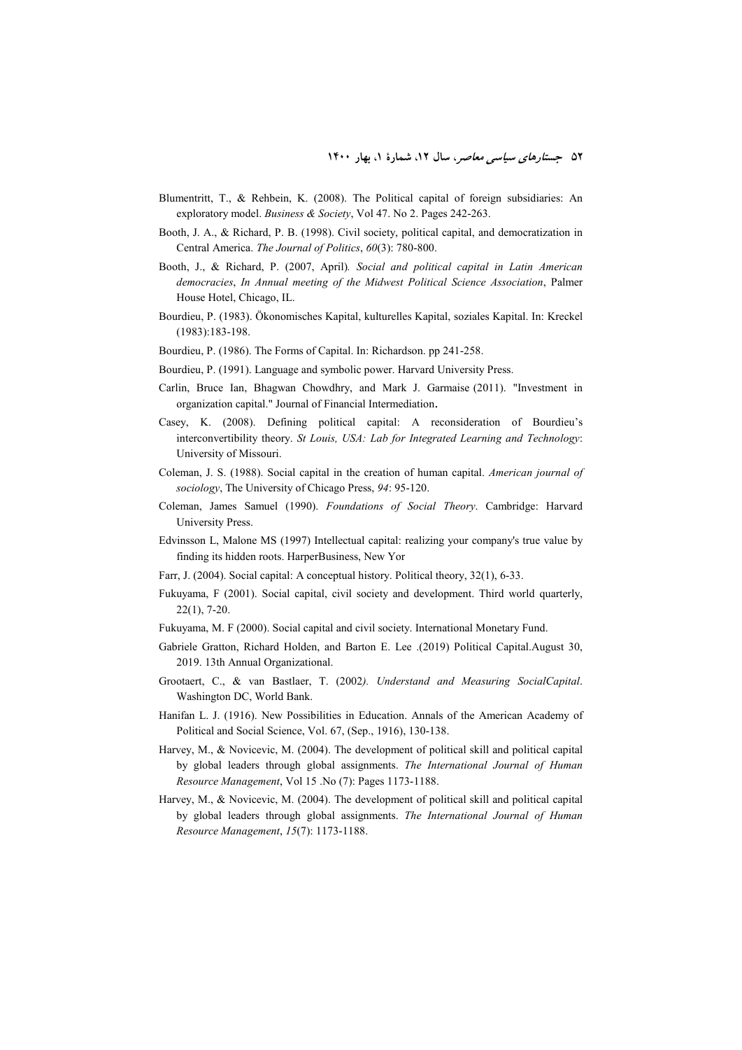Blumentritt, T., & Rehbein, K. (2008). The Political capital of foreign subsidiaries: An exploratory model. *Business & Society*, Vol 47. No 2. Pages 242-263.

Booth, J. A., & Richard, P. B. (1998). Civil society, political capital, and democratization in Central America. *The Journal of Politics*, *60*(3): 780-800.

Booth, J., & Richard, P. (2007, April)*. Social and political capital in Latin American democracies*, *In Annual meeting of the Midwest Political Science Association*, Palmer House Hotel, Chicago, IL.

Bourdieu, P. (1983). Ökonomisches Kapital, kulturelles Kapital, soziales Kapital. In: Kreckel (1983):183-198.

Bourdieu, P. (1986). The Forms of Capital. In: Richardson. pp 241-258.

Bourdieu, P. (1991). Language and symbolic power. Harvard University Press.

Carlin, Bruce Ian, Bhagwan Chowdhry, and Mark J. Garmaise (2011). "Investment in organization capital." Journal of Financial Intermediation.

Casey, K. (2008). Defining political capital: A reconsideration of Bourdieu's interconvertibility theory. *St Louis, USA: Lab for Integrated Learning and Technology*: University of Missouri.

Coleman, J. S. (1988). Social capital in the creation of human capital. *American journal of sociology*, The University of Chicago Press, *94*: 95-120.

Coleman, James Samuel (1990). *Foundations of Social Theory*. Cambridge: Harvard University Press.

Edvinsson L, Malone MS (1997) Intellectual capital: realizing your company's true value by finding its hidden roots. HarperBusiness, New Yor

Farr, J. (2004). Social capital: A conceptual history. Political theory, 32(1), 6-33.

Fukuyama, F (2001). Social capital, civil society and development. Third world quarterly, 22(1), 7-20.

Fukuyama, M. F (2000). Social capital and civil society. International Monetary Fund.

Gabriele Gratton, Richard Holden, and Barton E. Lee .(2019) Political Capital.August 30, 2019. 13th Annual Organizational.

Grootaert, C., & van Bastlaer, T. (2002*). Understand and Measuring SocialCapital*. Washington DC, World Bank.

Hanifan L. J. (1916). New Possibilities in Education. Annals of the American Academy of Political and Social Science, Vol. 67, (Sep., 1916), 130-138.

Harvey, M., & Novicevic, M. (2004). The development of political skill and political capital by global leaders through global assignments. *The International Journal of Human Resource Management*, Vol 15 .No (7): Pages 1173-1188.

Harvey, M., & Novicevic, M. (2004). The development of political skill and political capital by global leaders through global assignments. *The International Journal of Human Resource Management*, *15*(7): 1173-1188.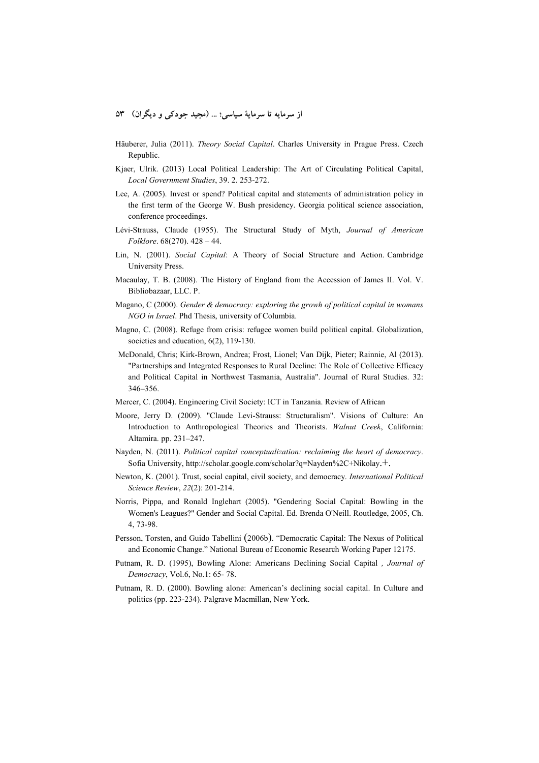Häuberer, Julia (2011). *Theory Social Capital*. Charles University in Prague Press. Czech Republic.

Kjaer, Ulrik. (2013) Local Political Leadership: The Art of Circulating Political Capital, *Local Government Studies*, 39. 2. 253-272.

Lee, A. (2005). Invest or spend? Political capital and statements of administration policy in the first term of the George W. Bush presidency. Georgia political science association, conference proceedings.

Lévi-Strauss, Claude (1955). The Structural Study of Myth, *Journal of American Folklore*. 68(270). 428 – 44.

Lin, N. (2001). *Social Capital*: A Theory of Social Structure and Action. Cambridge University Press.

Macaulay, T. B. (2008). The History of England from the Accession of James II. Vol. V. Bibliobazaar, LLC. P.

Magano, C (2000). *Gender & democracy: exploring the growh of political capital in womans NGO in Israel*. Phd Thesis, university of Columbia.

Magno, C. (2008). Refuge from crisis: refugee women build political capital. Globalization, societies and education, 6(2), 119-130.

McDonald, Chris; Kirk-Brown, Andrea; Frost, Lionel; Van Dijk, Pieter; Rainnie, Al (2013). "Partnerships and Integrated Responses to Rural Decline: The Role of Collective Efficacy and Political Capital in Northwest Tasmania, Australia". Journal of Rural Studies. 32: 346–356.

Mercer, C. (2004). Engineering Civil Society: ICT in Tanzania. Review of African

Moore, Jerry D. (2009). "Claude Levi-Strauss: Structuralism". Visions of Culture: An Introduction to Anthropological Theories and Theorists. *Walnut Creek*, California: Altamira. pp. 231–247.

Nayden, N. (2011). *Political capital conceptualization: reclaiming the heart of democracy*. Sofia University, http://scholar.google.com/scholar?q=Nayden%2C+Nikolay.+.

Newton, K. (2001). Trust, social capital, civil society, and democracy. *International Political Science Review*, *22*(2): 201-214.

Norris, Pippa, and Ronald Inglehart (2005). "Gendering Social Capital: Bowling in the Women's Leagues?" Gender and Social Capital. Ed. Brenda O'Neill. Routledge, 2005, Ch. 4, 73-98.

Persson, Torsten, and Guido Tabellini (2006b). "Democratic Capital: The Nexus of Political and Economic Change." National Bureau of Economic Research Working Paper 12175.

Putnam, R. D. (1995), Bowling Alone: Americans Declining Social Capital *, Journal of Democracy*, Vol.6, No.1: 65- 78.

Putnam, R. D. (2000). Bowling alone: American's declining social capital. In Culture and politics (pp. 223-234). Palgrave Macmillan, New York.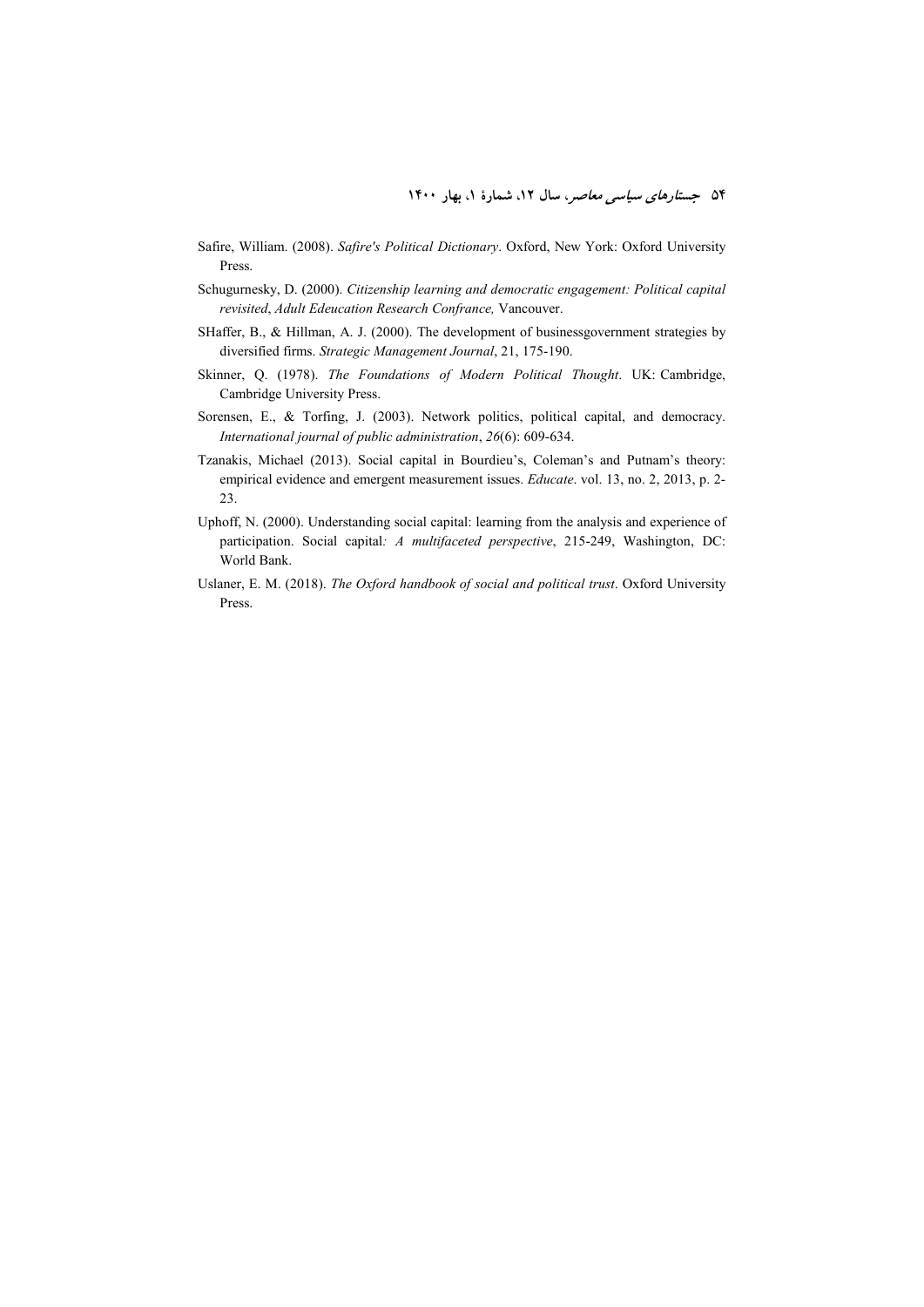Safire, William. (2008). *Safire's Political Dictionary*. Oxford, New York: Oxford University Press.

Schugurnesky, D. (2000). *Citizenship learning and democratic engagement: Political capital revisited*, *Adult Edeucation Research Confrance,* Vancouver.

SHaffer, B., & Hillman, A. J. (2000). The development of businessgovernment strategies by diversified firms. *Strategic Management Journal*, 21, 175-190.

Skinner, Q. (1978). *The Foundations of Modern Political Thought*. UK: Cambridge, Cambridge University Press.

Sorensen, E., & Torfing, J. (2003). Network politics, political capital, and democracy. *International journal of public administration*, *26*(6): 609-634.

Tzanakis, Michael (2013). Social capital in Bourdieu's, Coleman's and Putnam's theory: empirical evidence and emergent measurement issues. *Educate*. vol. 13, no. 2, 2013, p. 2-23.

Uphoff, N. (2000). Understanding social capital: learning from the analysis and experience of participation. Social capital*: A multifaceted perspective*, 215-249, Washington, DC: World Bank.

Uslaner, E. M. (2018). *The Oxford handbook of social and political trust*. Oxford University Press.